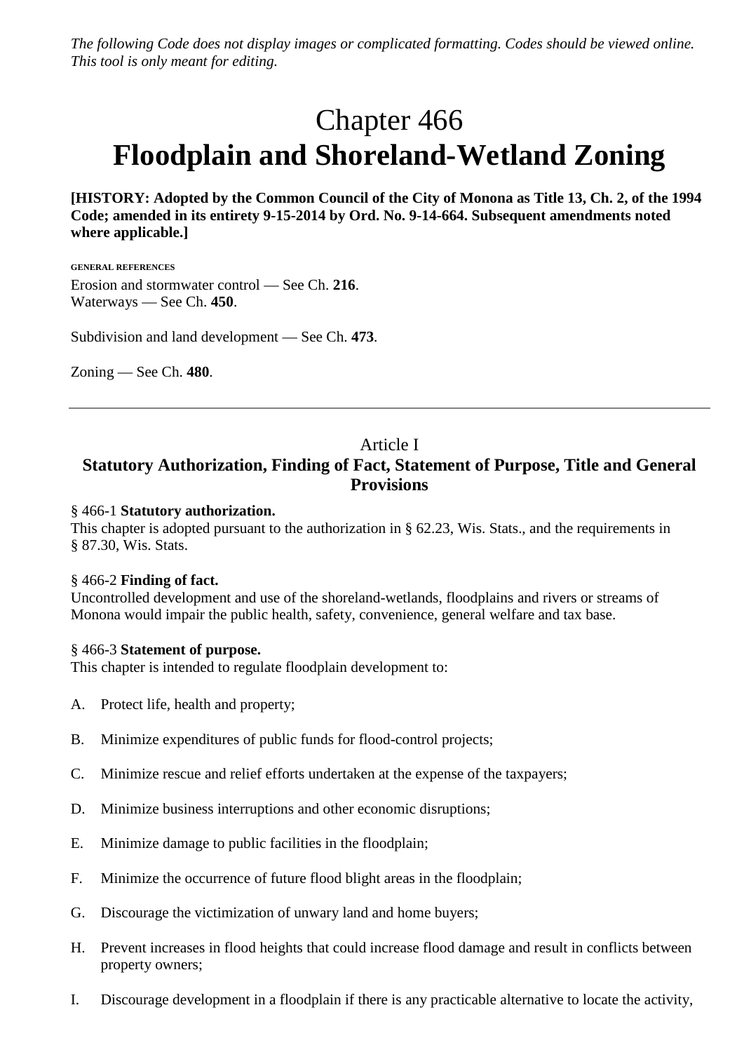*The following Code does not display images or complicated formatting. Codes should be viewed online. This tool is only meant for editing.*

# Chapter 466
# Floodplain and Shoreland-Wetland Zoning

**[HISTORY: Adopted by the Common Council of the City of Monona as Title 13, Ch. 2, of the 1994 Code; amended in its entirety 9-15-2014 by Ord. No. 9-14-664. Subsequent amendments noted where applicable.]**

**GENERAL REFERENCES**

Erosion and stormwater control — See Ch. **216**.
Waterways — See Ch. **450**.

Subdivision and land development — See Ch. **473**.

Zoning — See Ch. **480**.

---

## Article I
## Statutory Authorization, Finding of Fact, Statement of Purpose, Title and General Provisions

§ 466-1 **Statutory authorization.**
This chapter is adopted pursuant to the authorization in § 62.23, Wis. Stats., and the requirements in § 87.30, Wis. Stats.

§ 466-2 **Finding of fact.**
Uncontrolled development and use of the shoreland-wetlands, floodplains and rivers or streams of Monona would impair the public health, safety, convenience, general welfare and tax base.

§ 466-3 **Statement of purpose.**
This chapter is intended to regulate floodplain development to:

A. Protect life, health and property;

B. Minimize expenditures of public funds for flood-control projects;

C. Minimize rescue and relief efforts undertaken at the expense of the taxpayers;

D. Minimize business interruptions and other economic disruptions;

E. Minimize damage to public facilities in the floodplain;

F. Minimize the occurrence of future flood blight areas in the floodplain;

G. Discourage the victimization of unwary land and home buyers;

H. Prevent increases in flood heights that could increase flood damage and result in conflicts between property owners;

I. Discourage development in a floodplain if there is any practicable alternative to locate the activity,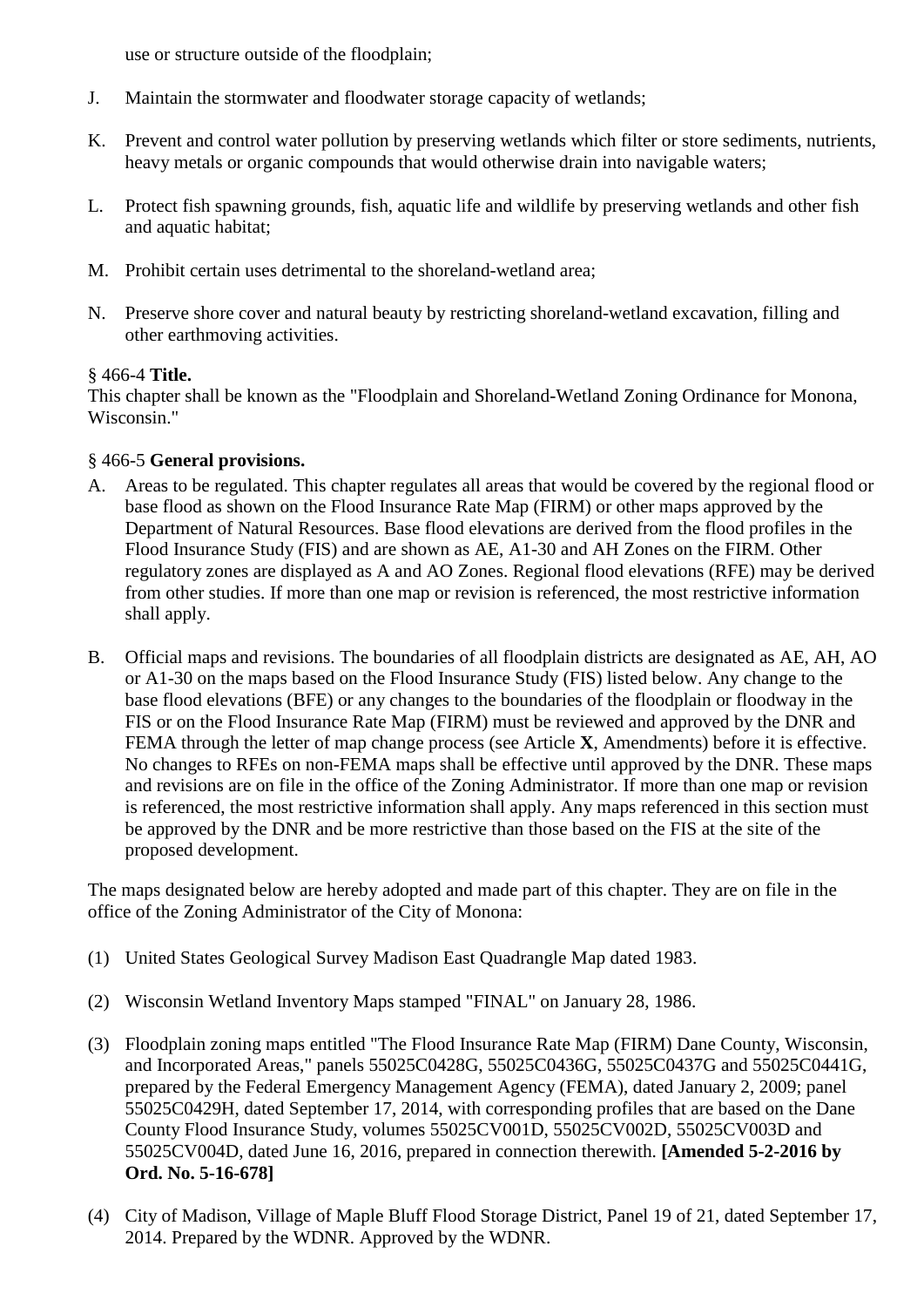use or structure outside of the floodplain;

J. Maintain the stormwater and floodwater storage capacity of wetlands;

K. Prevent and control water pollution by preserving wetlands which filter or store sediments, nutrients, heavy metals or organic compounds that would otherwise drain into navigable waters;

L. Protect fish spawning grounds, fish, aquatic life and wildlife by preserving wetlands and other fish and aquatic habitat;

M. Prohibit certain uses detrimental to the shoreland-wetland area;

N. Preserve shore cover and natural beauty by restricting shoreland-wetland excavation, filling and other earthmoving activities.

§ 466-4 **Title.**
This chapter shall be known as the "Floodplain and Shoreland-Wetland Zoning Ordinance for Monona, Wisconsin."

§ 466-5 **General provisions.**

A. Areas to be regulated. This chapter regulates all areas that would be covered by the regional flood or base flood as shown on the Flood Insurance Rate Map (FIRM) or other maps approved by the Department of Natural Resources. Base flood elevations are derived from the flood profiles in the Flood Insurance Study (FIS) and are shown as AE, A1-30 and AH Zones on the FIRM. Other regulatory zones are displayed as A and AO Zones. Regional flood elevations (RFE) may be derived from other studies. If more than one map or revision is referenced, the most restrictive information shall apply.

B. Official maps and revisions. The boundaries of all floodplain districts are designated as AE, AH, AO or A1-30 on the maps based on the Flood Insurance Study (FIS) listed below. Any change to the base flood elevations (BFE) or any changes to the boundaries of the floodplain or floodway in the FIS or on the Flood Insurance Rate Map (FIRM) must be reviewed and approved by the DNR and FEMA through the letter of map change process (see Article **X**, Amendments) before it is effective. No changes to RFEs on non-FEMA maps shall be effective until approved by the DNR. These maps and revisions are on file in the office of the Zoning Administrator. If more than one map or revision is referenced, the most restrictive information shall apply. Any maps referenced in this section must be approved by the DNR and be more restrictive than those based on the FIS at the site of the proposed development.

The maps designated below are hereby adopted and made part of this chapter. They are on file in the office of the Zoning Administrator of the City of Monona:

(1) United States Geological Survey Madison East Quadrangle Map dated 1983.

(2) Wisconsin Wetland Inventory Maps stamped "FINAL" on January 28, 1986.

(3) Floodplain zoning maps entitled "The Flood Insurance Rate Map (FIRM) Dane County, Wisconsin, and Incorporated Areas," panels 55025C0428G, 55025C0436G, 55025C0437G and 55025C0441G, prepared by the Federal Emergency Management Agency (FEMA), dated January 2, 2009; panel 55025C0429H, dated September 17, 2014, with corresponding profiles that are based on the Dane County Flood Insurance Study, volumes 55025CV001D, 55025CV002D, 55025CV003D and 55025CV004D, dated June 16, 2016, prepared in connection therewith. **[Amended 5-2-2016 by Ord. No. 5-16-678]**

(4) City of Madison, Village of Maple Bluff Flood Storage District, Panel 19 of 21, dated September 17, 2014. Prepared by the WDNR. Approved by the WDNR.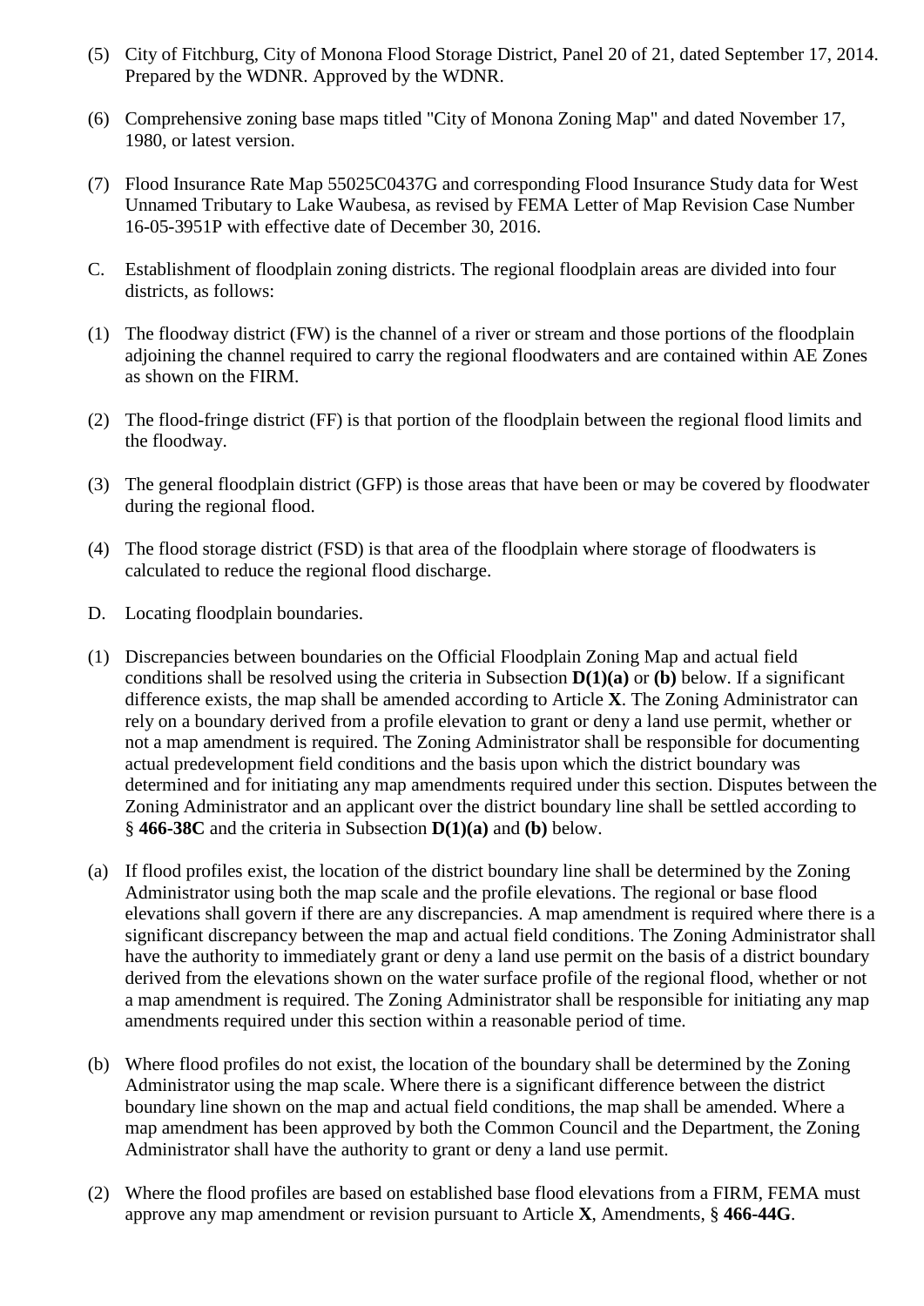(5) City of Fitchburg, City of Monona Flood Storage District, Panel 20 of 21, dated September 17, 2014. Prepared by the WDNR. Approved by the WDNR.

(6) Comprehensive zoning base maps titled "City of Monona Zoning Map" and dated November 17, 1980, or latest version.

(7) Flood Insurance Rate Map 55025C0437G and corresponding Flood Insurance Study data for West Unnamed Tributary to Lake Waubesa, as revised by FEMA Letter of Map Revision Case Number 16-05-3951P with effective date of December 30, 2016.

C. Establishment of floodplain zoning districts. The regional floodplain areas are divided into four districts, as follows:

(1) The floodway district (FW) is the channel of a river or stream and those portions of the floodplain adjoining the channel required to carry the regional floodwaters and are contained within AE Zones as shown on the FIRM.

(2) The flood-fringe district (FF) is that portion of the floodplain between the regional flood limits and the floodway.

(3) The general floodplain district (GFP) is those areas that have been or may be covered by floodwater during the regional flood.

(4) The flood storage district (FSD) is that area of the floodplain where storage of floodwaters is calculated to reduce the regional flood discharge.

D. Locating floodplain boundaries.

(1) Discrepancies between boundaries on the Official Floodplain Zoning Map and actual field conditions shall be resolved using the criteria in Subsection **D(1)(a)** or **(b)** below. If a significant difference exists, the map shall be amended according to Article **X**. The Zoning Administrator can rely on a boundary derived from a profile elevation to grant or deny a land use permit, whether or not a map amendment is required. The Zoning Administrator shall be responsible for documenting actual predevelopment field conditions and the basis upon which the district boundary was determined and for initiating any map amendments required under this section. Disputes between the Zoning Administrator and an applicant over the district boundary line shall be settled according to § **466-38C** and the criteria in Subsection **D(1)(a)** and **(b)** below.

(a) If flood profiles exist, the location of the district boundary line shall be determined by the Zoning Administrator using both the map scale and the profile elevations. The regional or base flood elevations shall govern if there are any discrepancies. A map amendment is required where there is a significant discrepancy between the map and actual field conditions. The Zoning Administrator shall have the authority to immediately grant or deny a land use permit on the basis of a district boundary derived from the elevations shown on the water surface profile of the regional flood, whether or not a map amendment is required. The Zoning Administrator shall be responsible for initiating any map amendments required under this section within a reasonable period of time.

(b) Where flood profiles do not exist, the location of the boundary shall be determined by the Zoning Administrator using the map scale. Where there is a significant difference between the district boundary line shown on the map and actual field conditions, the map shall be amended. Where a map amendment has been approved by both the Common Council and the Department, the Zoning Administrator shall have the authority to grant or deny a land use permit.

(2) Where the flood profiles are based on established base flood elevations from a FIRM, FEMA must approve any map amendment or revision pursuant to Article **X**, Amendments, § **466-44G**.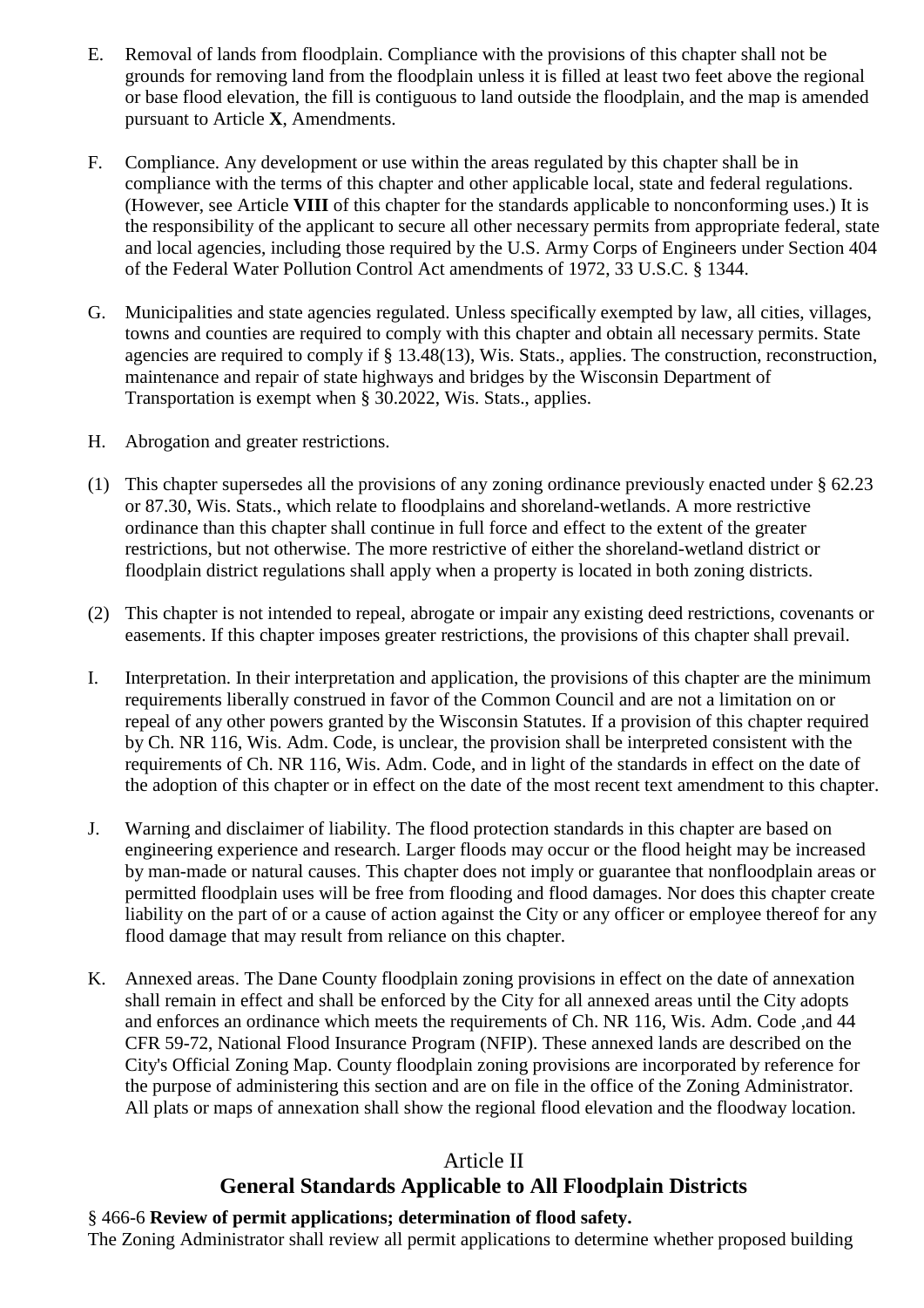E. Removal of lands from floodplain. Compliance with the provisions of this chapter shall not be grounds for removing land from the floodplain unless it is filled at least two feet above the regional or base flood elevation, the fill is contiguous to land outside the floodplain, and the map is amended pursuant to Article **X**, Amendments.

F. Compliance. Any development or use within the areas regulated by this chapter shall be in compliance with the terms of this chapter and other applicable local, state and federal regulations. (However, see Article **VIII** of this chapter for the standards applicable to nonconforming uses.) It is the responsibility of the applicant to secure all other necessary permits from appropriate federal, state and local agencies, including those required by the U.S. Army Corps of Engineers under Section 404 of the Federal Water Pollution Control Act amendments of 1972, 33 U.S.C. § 1344.

G. Municipalities and state agencies regulated. Unless specifically exempted by law, all cities, villages, towns and counties are required to comply with this chapter and obtain all necessary permits. State agencies are required to comply if § 13.48(13), Wis. Stats., applies. The construction, reconstruction, maintenance and repair of state highways and bridges by the Wisconsin Department of Transportation is exempt when § 30.2022, Wis. Stats., applies.

H. Abrogation and greater restrictions.

(1) This chapter supersedes all the provisions of any zoning ordinance previously enacted under § 62.23 or 87.30, Wis. Stats., which relate to floodplains and shoreland-wetlands. A more restrictive ordinance than this chapter shall continue in full force and effect to the extent of the greater restrictions, but not otherwise. The more restrictive of either the shoreland-wetland district or floodplain district regulations shall apply when a property is located in both zoning districts.

(2) This chapter is not intended to repeal, abrogate or impair any existing deed restrictions, covenants or easements. If this chapter imposes greater restrictions, the provisions of this chapter shall prevail.

I. Interpretation. In their interpretation and application, the provisions of this chapter are the minimum requirements liberally construed in favor of the Common Council and are not a limitation on or repeal of any other powers granted by the Wisconsin Statutes. If a provision of this chapter required by Ch. NR 116, Wis. Adm. Code, is unclear, the provision shall be interpreted consistent with the requirements of Ch. NR 116, Wis. Adm. Code, and in light of the standards in effect on the date of the adoption of this chapter or in effect on the date of the most recent text amendment to this chapter.

J. Warning and disclaimer of liability. The flood protection standards in this chapter are based on engineering experience and research. Larger floods may occur or the flood height may be increased by man-made or natural causes. This chapter does not imply or guarantee that nonfloodplain areas or permitted floodplain uses will be free from flooding and flood damages. Nor does this chapter create liability on the part of or a cause of action against the City or any officer or employee thereof for any flood damage that may result from reliance on this chapter.

K. Annexed areas. The Dane County floodplain zoning provisions in effect on the date of annexation shall remain in effect and shall be enforced by the City for all annexed areas until the City adopts and enforces an ordinance which meets the requirements of Ch. NR 116, Wis. Adm. Code ,and 44 CFR 59-72, National Flood Insurance Program (NFIP). These annexed lands are described on the City's Official Zoning Map. County floodplain zoning provisions are incorporated by reference for the purpose of administering this section and are on file in the office of the Zoning Administrator. All plats or maps of annexation shall show the regional flood elevation and the floodway location.

## Article II
## General Standards Applicable to All Floodplain Districts

§ 466-6 **Review of permit applications; determination of flood safety.**

The Zoning Administrator shall review all permit applications to determine whether proposed building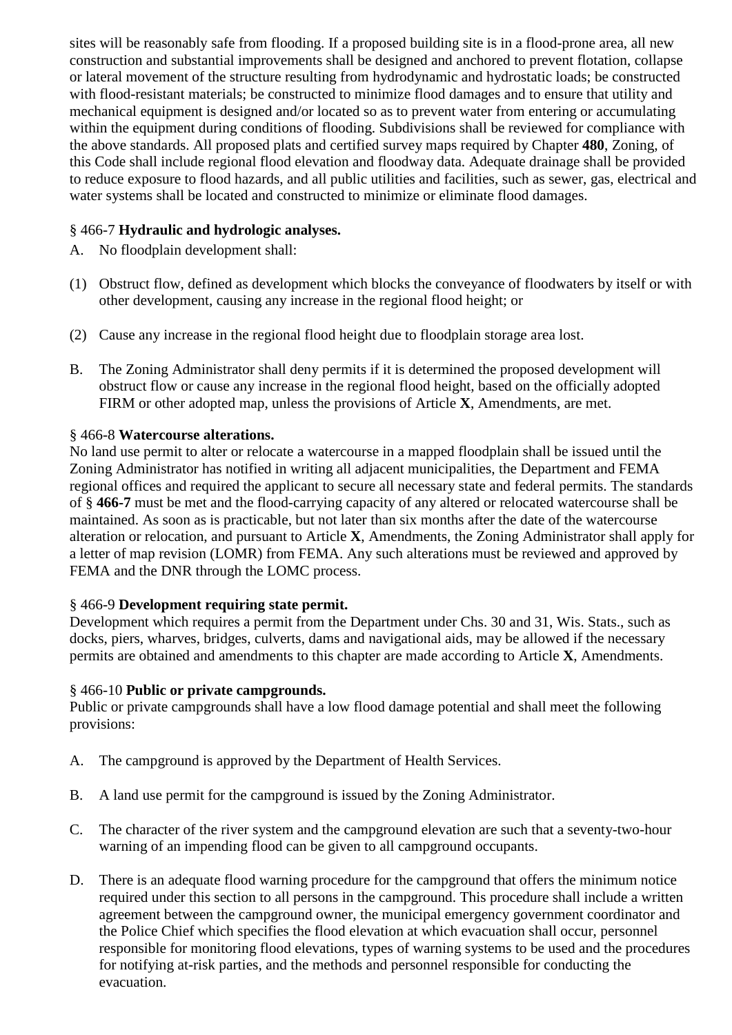sites will be reasonably safe from flooding. If a proposed building site is in a flood-prone area, all new construction and substantial improvements shall be designed and anchored to prevent flotation, collapse or lateral movement of the structure resulting from hydrodynamic and hydrostatic loads; be constructed with flood-resistant materials; be constructed to minimize flood damages and to ensure that utility and mechanical equipment is designed and/or located so as to prevent water from entering or accumulating within the equipment during conditions of flooding. Subdivisions shall be reviewed for compliance with the above standards. All proposed plats and certified survey maps required by Chapter **480**, Zoning, of this Code shall include regional flood elevation and floodway data. Adequate drainage shall be provided to reduce exposure to flood hazards, and all public utilities and facilities, such as sewer, gas, electrical and water systems shall be located and constructed to minimize or eliminate flood damages.

§ 466-7 **Hydraulic and hydrologic analyses.**

A. No floodplain development shall:

(1) Obstruct flow, defined as development which blocks the conveyance of floodwaters by itself or with other development, causing any increase in the regional flood height; or

(2) Cause any increase in the regional flood height due to floodplain storage area lost.

B. The Zoning Administrator shall deny permits if it is determined the proposed development will obstruct flow or cause any increase in the regional flood height, based on the officially adopted FIRM or other adopted map, unless the provisions of Article **X**, Amendments, are met.

§ 466-8 **Watercourse alterations.**

No land use permit to alter or relocate a watercourse in a mapped floodplain shall be issued until the Zoning Administrator has notified in writing all adjacent municipalities, the Department and FEMA regional offices and required the applicant to secure all necessary state and federal permits. The standards of § **466-7** must be met and the flood-carrying capacity of any altered or relocated watercourse shall be maintained. As soon as is practicable, but not later than six months after the date of the watercourse alteration or relocation, and pursuant to Article **X**, Amendments, the Zoning Administrator shall apply for a letter of map revision (LOMR) from FEMA. Any such alterations must be reviewed and approved by FEMA and the DNR through the LOMC process.

§ 466-9 **Development requiring state permit.**

Development which requires a permit from the Department under Chs. 30 and 31, Wis. Stats., such as docks, piers, wharves, bridges, culverts, dams and navigational aids, may be allowed if the necessary permits are obtained and amendments to this chapter are made according to Article **X**, Amendments.

§ 466-10 **Public or private campgrounds.**

Public or private campgrounds shall have a low flood damage potential and shall meet the following provisions:

A. The campground is approved by the Department of Health Services.

B. A land use permit for the campground is issued by the Zoning Administrator.

C. The character of the river system and the campground elevation are such that a seventy-two-hour warning of an impending flood can be given to all campground occupants.

D. There is an adequate flood warning procedure for the campground that offers the minimum notice required under this section to all persons in the campground. This procedure shall include a written agreement between the campground owner, the municipal emergency government coordinator and the Police Chief which specifies the flood elevation at which evacuation shall occur, personnel responsible for monitoring flood elevations, types of warning systems to be used and the procedures for notifying at-risk parties, and the methods and personnel responsible for conducting the evacuation.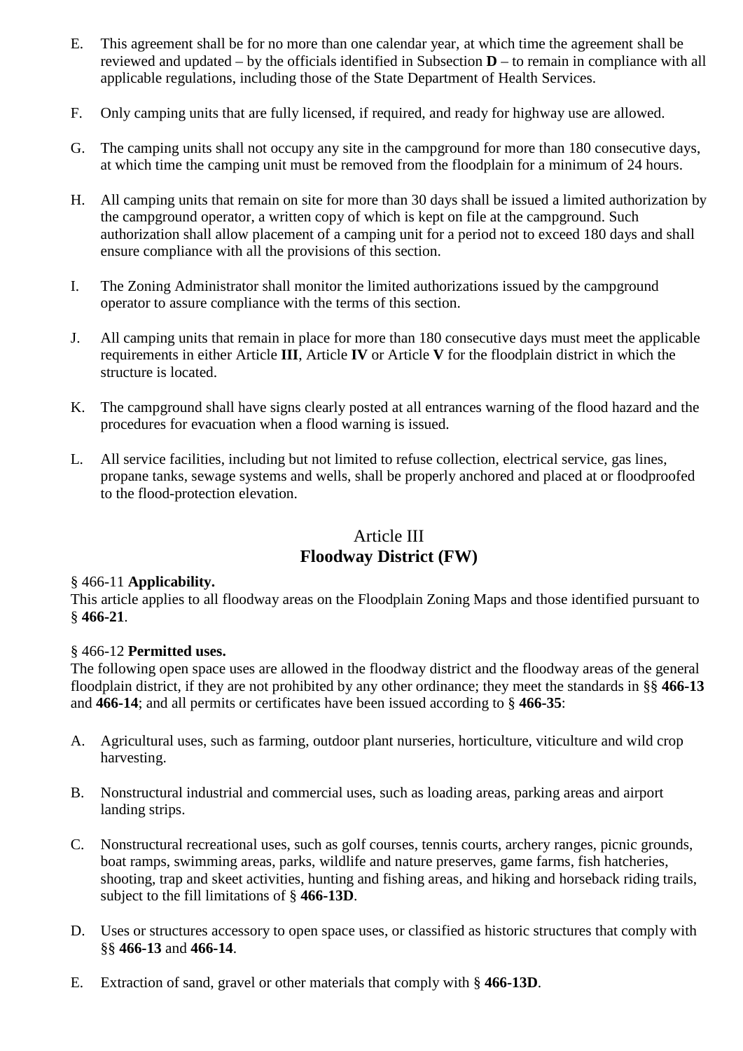E. This agreement shall be for no more than one calendar year, at which time the agreement shall be reviewed and updated – by the officials identified in Subsection **D** – to remain in compliance with all applicable regulations, including those of the State Department of Health Services.

F. Only camping units that are fully licensed, if required, and ready for highway use are allowed.

G. The camping units shall not occupy any site in the campground for more than 180 consecutive days, at which time the camping unit must be removed from the floodplain for a minimum of 24 hours.

H. All camping units that remain on site for more than 30 days shall be issued a limited authorization by the campground operator, a written copy of which is kept on file at the campground. Such authorization shall allow placement of a camping unit for a period not to exceed 180 days and shall ensure compliance with all the provisions of this section.

I. The Zoning Administrator shall monitor the limited authorizations issued by the campground operator to assure compliance with the terms of this section.

J. All camping units that remain in place for more than 180 consecutive days must meet the applicable requirements in either Article **III**, Article **IV** or Article **V** for the floodplain district in which the structure is located.

K. The campground shall have signs clearly posted at all entrances warning of the flood hazard and the procedures for evacuation when a flood warning is issued.

L. All service facilities, including but not limited to refuse collection, electrical service, gas lines, propane tanks, sewage systems and wells, shall be properly anchored and placed at or floodproofed to the flood-protection elevation.

## Article III
## Floodway District (FW)

§ 466-11 **Applicability.**
This article applies to all floodway areas on the Floodplain Zoning Maps and those identified pursuant to § **466-21**.

§ 466-12 **Permitted uses.**
The following open space uses are allowed in the floodway district and the floodway areas of the general floodplain district, if they are not prohibited by any other ordinance; they meet the standards in §§ **466-13** and **466-14**; and all permits or certificates have been issued according to § **466-35**:

A. Agricultural uses, such as farming, outdoor plant nurseries, horticulture, viticulture and wild crop harvesting.

B. Nonstructural industrial and commercial uses, such as loading areas, parking areas and airport landing strips.

C. Nonstructural recreational uses, such as golf courses, tennis courts, archery ranges, picnic grounds, boat ramps, swimming areas, parks, wildlife and nature preserves, game farms, fish hatcheries, shooting, trap and skeet activities, hunting and fishing areas, and hiking and horseback riding trails, subject to the fill limitations of § **466-13D**.

D. Uses or structures accessory to open space uses, or classified as historic structures that comply with §§ **466-13** and **466-14**.

E. Extraction of sand, gravel or other materials that comply with § **466-13D**.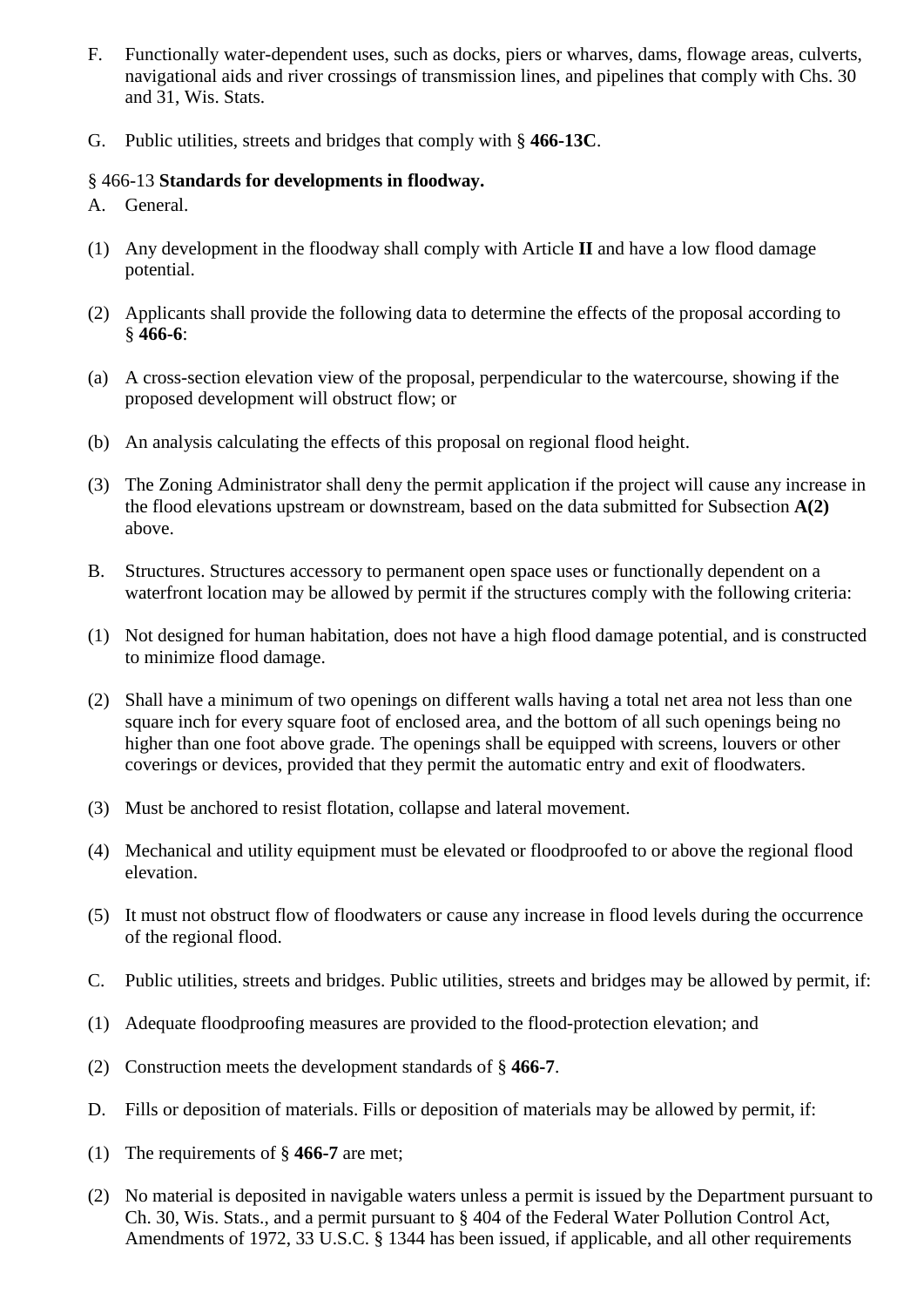F. Functionally water-dependent uses, such as docks, piers or wharves, dams, flowage areas, culverts, navigational aids and river crossings of transmission lines, and pipelines that comply with Chs. 30 and 31, Wis. Stats.

G. Public utilities, streets and bridges that comply with § **466-13C**.

§ 466-13 **Standards for developments in floodway.**

A. General.

(1) Any development in the floodway shall comply with Article **II** and have a low flood damage potential.

(2) Applicants shall provide the following data to determine the effects of the proposal according to § **466-6**:

(a) A cross-section elevation view of the proposal, perpendicular to the watercourse, showing if the proposed development will obstruct flow; or

(b) An analysis calculating the effects of this proposal on regional flood height.

(3) The Zoning Administrator shall deny the permit application if the project will cause any increase in the flood elevations upstream or downstream, based on the data submitted for Subsection **A(2)** above.

B. Structures. Structures accessory to permanent open space uses or functionally dependent on a waterfront location may be allowed by permit if the structures comply with the following criteria:

(1) Not designed for human habitation, does not have a high flood damage potential, and is constructed to minimize flood damage.

(2) Shall have a minimum of two openings on different walls having a total net area not less than one square inch for every square foot of enclosed area, and the bottom of all such openings being no higher than one foot above grade. The openings shall be equipped with screens, louvers or other coverings or devices, provided that they permit the automatic entry and exit of floodwaters.

(3) Must be anchored to resist flotation, collapse and lateral movement.

(4) Mechanical and utility equipment must be elevated or floodproofed to or above the regional flood elevation.

(5) It must not obstruct flow of floodwaters or cause any increase in flood levels during the occurrence of the regional flood.

C. Public utilities, streets and bridges. Public utilities, streets and bridges may be allowed by permit, if:

(1) Adequate floodproofing measures are provided to the flood-protection elevation; and

(2) Construction meets the development standards of § **466-7**.

D. Fills or deposition of materials. Fills or deposition of materials may be allowed by permit, if:

(1) The requirements of § **466-7** are met;

(2) No material is deposited in navigable waters unless a permit is issued by the Department pursuant to Ch. 30, Wis. Stats., and a permit pursuant to § 404 of the Federal Water Pollution Control Act, Amendments of 1972, 33 U.S.C. § 1344 has been issued, if applicable, and all other requirements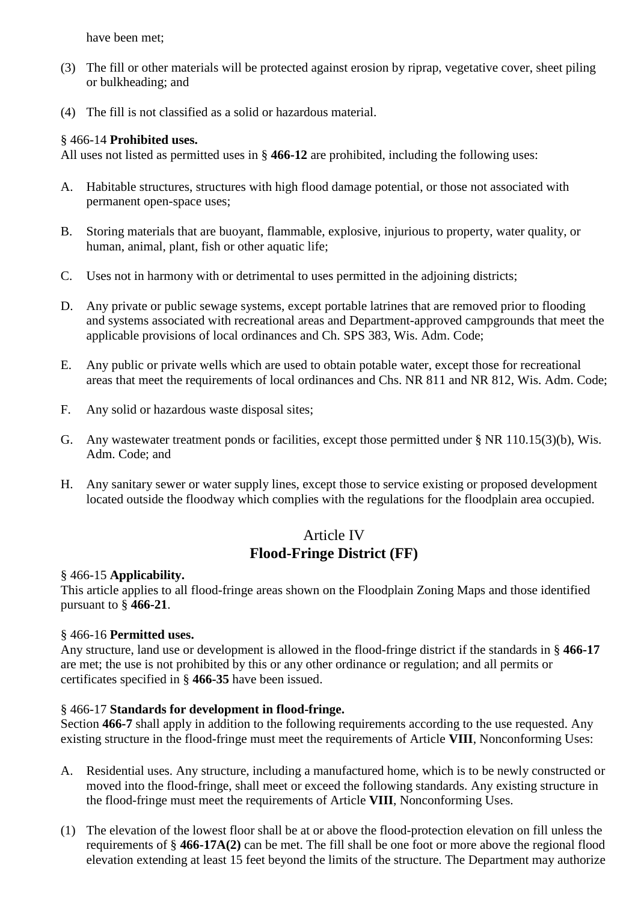have been met;

(3) The fill or other materials will be protected against erosion by riprap, vegetative cover, sheet piling or bulkheading; and

(4) The fill is not classified as a solid or hazardous material.

§ 466-14 **Prohibited uses.**
All uses not listed as permitted uses in § **466-12** are prohibited, including the following uses:

A. Habitable structures, structures with high flood damage potential, or those not associated with permanent open-space uses;

B. Storing materials that are buoyant, flammable, explosive, injurious to property, water quality, or human, animal, plant, fish or other aquatic life;

C. Uses not in harmony with or detrimental to uses permitted in the adjoining districts;

D. Any private or public sewage systems, except portable latrines that are removed prior to flooding and systems associated with recreational areas and Department-approved campgrounds that meet the applicable provisions of local ordinances and Ch. SPS 383, Wis. Adm. Code;

E. Any public or private wells which are used to obtain potable water, except those for recreational areas that meet the requirements of local ordinances and Chs. NR 811 and NR 812, Wis. Adm. Code;

F. Any solid or hazardous waste disposal sites;

G. Any wastewater treatment ponds or facilities, except those permitted under § NR 110.15(3)(b), Wis. Adm. Code; and

H. Any sanitary sewer or water supply lines, except those to service existing or proposed development located outside the floodway which complies with the regulations for the floodplain area occupied.

## Article IV
## Flood-Fringe District (FF)

§ 466-15 **Applicability.**
This article applies to all flood-fringe areas shown on the Floodplain Zoning Maps and those identified pursuant to § **466-21**.

§ 466-16 **Permitted uses.**
Any structure, land use or development is allowed in the flood-fringe district if the standards in § **466-17** are met; the use is not prohibited by this or any other ordinance or regulation; and all permits or certificates specified in § **466-35** have been issued.

§ 466-17 **Standards for development in flood-fringe.**
Section **466-7** shall apply in addition to the following requirements according to the use requested. Any existing structure in the flood-fringe must meet the requirements of Article **VIII**, Nonconforming Uses:

A. Residential uses. Any structure, including a manufactured home, which is to be newly constructed or moved into the flood-fringe, shall meet or exceed the following standards. Any existing structure in the flood-fringe must meet the requirements of Article **VIII**, Nonconforming Uses.

(1) The elevation of the lowest floor shall be at or above the flood-protection elevation on fill unless the requirements of § **466-17A(2)** can be met. The fill shall be one foot or more above the regional flood elevation extending at least 15 feet beyond the limits of the structure. The Department may authorize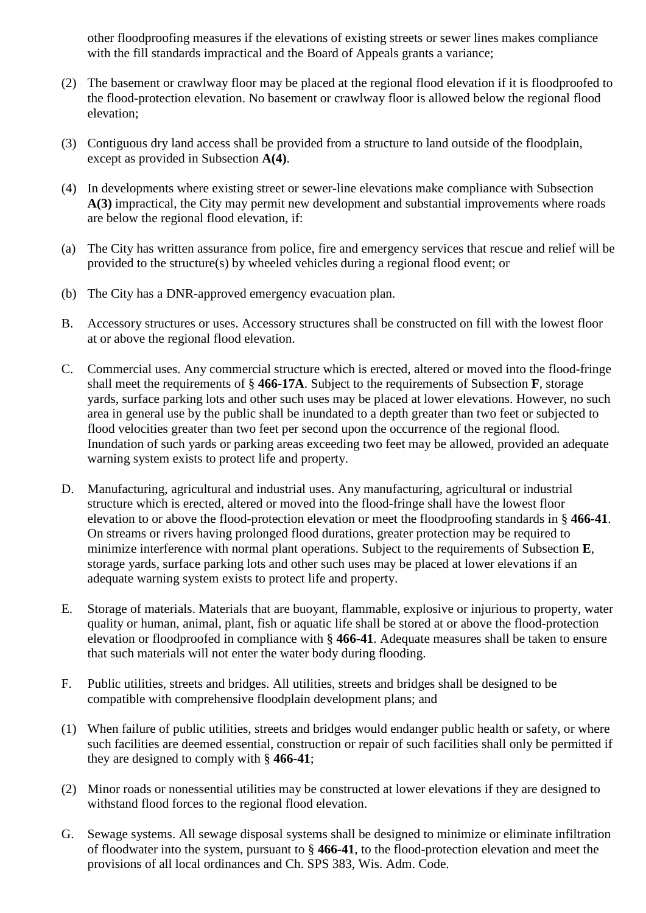other floodproofing measures if the elevations of existing streets or sewer lines makes compliance with the fill standards impractical and the Board of Appeals grants a variance;

(2) The basement or crawlway floor may be placed at the regional flood elevation if it is floodproofed to the flood-protection elevation. No basement or crawlway floor is allowed below the regional flood elevation;

(3) Contiguous dry land access shall be provided from a structure to land outside of the floodplain, except as provided in Subsection **A(4)**.

(4) In developments where existing street or sewer-line elevations make compliance with Subsection **A(3)** impractical, the City may permit new development and substantial improvements where roads are below the regional flood elevation, if:

(a) The City has written assurance from police, fire and emergency services that rescue and relief will be provided to the structure(s) by wheeled vehicles during a regional flood event; or

(b) The City has a DNR-approved emergency evacuation plan.

B. Accessory structures or uses. Accessory structures shall be constructed on fill with the lowest floor at or above the regional flood elevation.

C. Commercial uses. Any commercial structure which is erected, altered or moved into the flood-fringe shall meet the requirements of § **466-17A**. Subject to the requirements of Subsection **F**, storage yards, surface parking lots and other such uses may be placed at lower elevations. However, no such area in general use by the public shall be inundated to a depth greater than two feet or subjected to flood velocities greater than two feet per second upon the occurrence of the regional flood. Inundation of such yards or parking areas exceeding two feet may be allowed, provided an adequate warning system exists to protect life and property.

D. Manufacturing, agricultural and industrial uses. Any manufacturing, agricultural or industrial structure which is erected, altered or moved into the flood-fringe shall have the lowest floor elevation to or above the flood-protection elevation or meet the floodproofing standards in § **466-41**. On streams or rivers having prolonged flood durations, greater protection may be required to minimize interference with normal plant operations. Subject to the requirements of Subsection **E**, storage yards, surface parking lots and other such uses may be placed at lower elevations if an adequate warning system exists to protect life and property.

E. Storage of materials. Materials that are buoyant, flammable, explosive or injurious to property, water quality or human, animal, plant, fish or aquatic life shall be stored at or above the flood-protection elevation or floodproofed in compliance with § **466-41**. Adequate measures shall be taken to ensure that such materials will not enter the water body during flooding.

F. Public utilities, streets and bridges. All utilities, streets and bridges shall be designed to be compatible with comprehensive floodplain development plans; and

(1) When failure of public utilities, streets and bridges would endanger public health or safety, or where such facilities are deemed essential, construction or repair of such facilities shall only be permitted if they are designed to comply with § **466-41**;

(2) Minor roads or nonessential utilities may be constructed at lower elevations if they are designed to withstand flood forces to the regional flood elevation.

G. Sewage systems. All sewage disposal systems shall be designed to minimize or eliminate infiltration of floodwater into the system, pursuant to § **466-41**, to the flood-protection elevation and meet the provisions of all local ordinances and Ch. SPS 383, Wis. Adm. Code.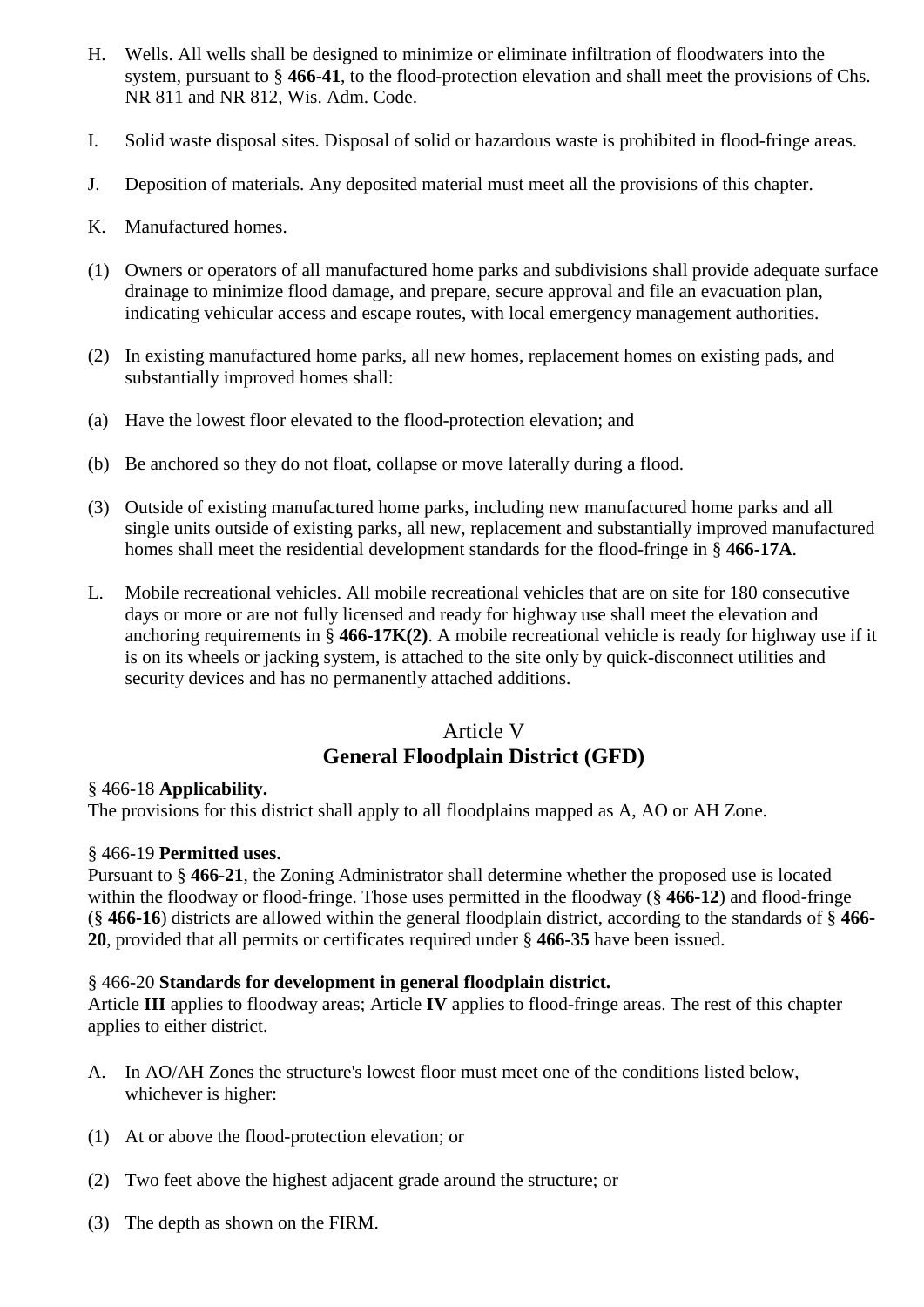H. Wells. All wells shall be designed to minimize or eliminate infiltration of floodwaters into the system, pursuant to § **466-41**, to the flood-protection elevation and shall meet the provisions of Chs. NR 811 and NR 812, Wis. Adm. Code.

I. Solid waste disposal sites. Disposal of solid or hazardous waste is prohibited in flood-fringe areas.

J. Deposition of materials. Any deposited material must meet all the provisions of this chapter.

K. Manufactured homes.

(1) Owners or operators of all manufactured home parks and subdivisions shall provide adequate surface drainage to minimize flood damage, and prepare, secure approval and file an evacuation plan, indicating vehicular access and escape routes, with local emergency management authorities.

(2) In existing manufactured home parks, all new homes, replacement homes on existing pads, and substantially improved homes shall:

(a) Have the lowest floor elevated to the flood-protection elevation; and

(b) Be anchored so they do not float, collapse or move laterally during a flood.

(3) Outside of existing manufactured home parks, including new manufactured home parks and all single units outside of existing parks, all new, replacement and substantially improved manufactured homes shall meet the residential development standards for the flood-fringe in § **466-17A**.

L. Mobile recreational vehicles. All mobile recreational vehicles that are on site for 180 consecutive days or more or are not fully licensed and ready for highway use shall meet the elevation and anchoring requirements in § **466-17K(2)**. A mobile recreational vehicle is ready for highway use if it is on its wheels or jacking system, is attached to the site only by quick-disconnect utilities and security devices and has no permanently attached additions.

## Article V
## General Floodplain District (GFD)

§ 466-18 **Applicability.**
The provisions for this district shall apply to all floodplains mapped as A, AO or AH Zone.

§ 466-19 **Permitted uses.**
Pursuant to § **466-21**, the Zoning Administrator shall determine whether the proposed use is located within the floodway or flood-fringe. Those uses permitted in the floodway (§ **466-12**) and flood-fringe (§ **466-16**) districts are allowed within the general floodplain district, according to the standards of § **466-20**, provided that all permits or certificates required under § **466-35** have been issued.

§ 466-20 **Standards for development in general floodplain district.**
Article **III** applies to floodway areas; Article **IV** applies to flood-fringe areas. The rest of this chapter applies to either district.

A. In AO/AH Zones the structure's lowest floor must meet one of the conditions listed below, whichever is higher:

(1) At or above the flood-protection elevation; or

(2) Two feet above the highest adjacent grade around the structure; or

(3) The depth as shown on the FIRM.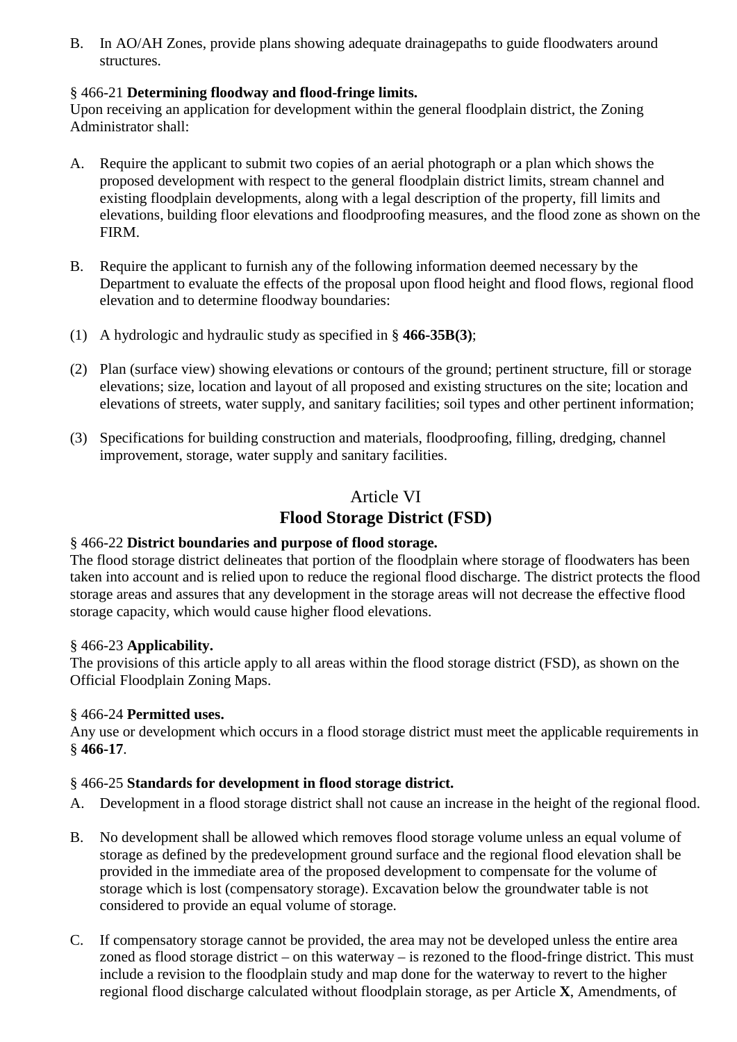B. In AO/AH Zones, provide plans showing adequate drainagepaths to guide floodwaters around structures.

§ 466-21 **Determining floodway and flood-fringe limits.**
Upon receiving an application for development within the general floodplain district, the Zoning Administrator shall:

A. Require the applicant to submit two copies of an aerial photograph or a plan which shows the proposed development with respect to the general floodplain district limits, stream channel and existing floodplain developments, along with a legal description of the property, fill limits and elevations, building floor elevations and floodproofing measures, and the flood zone as shown on the FIRM.

B. Require the applicant to furnish any of the following information deemed necessary by the Department to evaluate the effects of the proposal upon flood height and flood flows, regional flood elevation and to determine floodway boundaries:

(1) A hydrologic and hydraulic study as specified in § **466-35B(3)**;

(2) Plan (surface view) showing elevations or contours of the ground; pertinent structure, fill or storage elevations; size, location and layout of all proposed and existing structures on the site; location and elevations of streets, water supply, and sanitary facilities; soil types and other pertinent information;

(3) Specifications for building construction and materials, floodproofing, filling, dredging, channel improvement, storage, water supply and sanitary facilities.

## Article VI
## Flood Storage District (FSD)

§ 466-22 **District boundaries and purpose of flood storage.**
The flood storage district delineates that portion of the floodplain where storage of floodwaters has been taken into account and is relied upon to reduce the regional flood discharge. The district protects the flood storage areas and assures that any development in the storage areas will not decrease the effective flood storage capacity, which would cause higher flood elevations.

§ 466-23 **Applicability.**
The provisions of this article apply to all areas within the flood storage district (FSD), as shown on the Official Floodplain Zoning Maps.

§ 466-24 **Permitted uses.**
Any use or development which occurs in a flood storage district must meet the applicable requirements in § **466-17**.

§ 466-25 **Standards for development in flood storage district.**

A. Development in a flood storage district shall not cause an increase in the height of the regional flood.

B. No development shall be allowed which removes flood storage volume unless an equal volume of storage as defined by the predevelopment ground surface and the regional flood elevation shall be provided in the immediate area of the proposed development to compensate for the volume of storage which is lost (compensatory storage). Excavation below the groundwater table is not considered to provide an equal volume of storage.

C. If compensatory storage cannot be provided, the area may not be developed unless the entire area zoned as flood storage district – on this waterway – is rezoned to the flood-fringe district. This must include a revision to the floodplain study and map done for the waterway to revert to the higher regional flood discharge calculated without floodplain storage, as per Article **X**, Amendments, of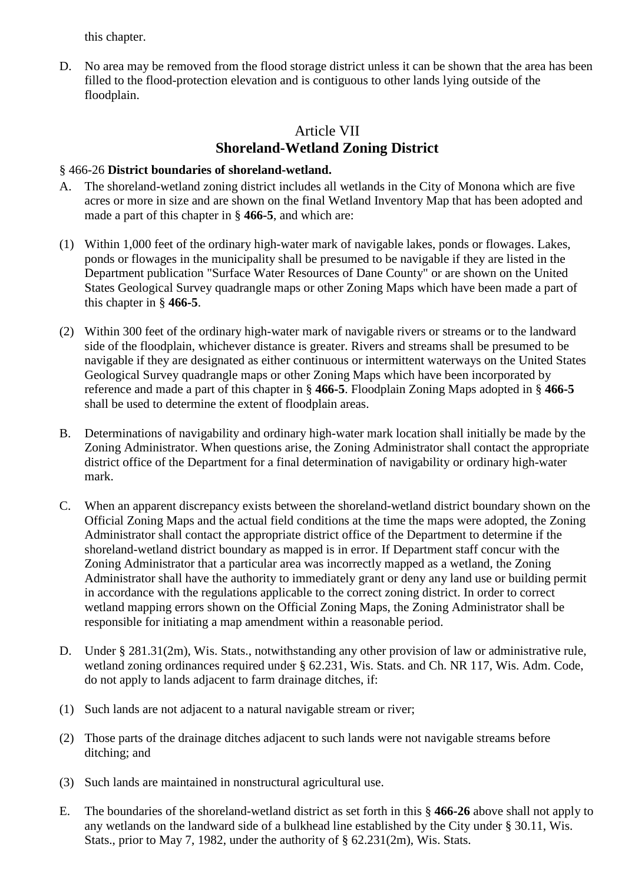this chapter.

D. No area may be removed from the flood storage district unless it can be shown that the area has been filled to the flood-protection elevation and is contiguous to other lands lying outside of the floodplain.

## Article VII
## Shoreland-Wetland Zoning District

§ 466-26 **District boundaries of shoreland-wetland.**

A. The shoreland-wetland zoning district includes all wetlands in the City of Monona which are five acres or more in size and are shown on the final Wetland Inventory Map that has been adopted and made a part of this chapter in § **466-5**, and which are:

(1) Within 1,000 feet of the ordinary high-water mark of navigable lakes, ponds or flowages. Lakes, ponds or flowages in the municipality shall be presumed to be navigable if they are listed in the Department publication "Surface Water Resources of Dane County" or are shown on the United States Geological Survey quadrangle maps or other Zoning Maps which have been made a part of this chapter in § **466-5**.

(2) Within 300 feet of the ordinary high-water mark of navigable rivers or streams or to the landward side of the floodplain, whichever distance is greater. Rivers and streams shall be presumed to be navigable if they are designated as either continuous or intermittent waterways on the United States Geological Survey quadrangle maps or other Zoning Maps which have been incorporated by reference and made a part of this chapter in § **466-5**. Floodplain Zoning Maps adopted in § **466-5** shall be used to determine the extent of floodplain areas.

B. Determinations of navigability and ordinary high-water mark location shall initially be made by the Zoning Administrator. When questions arise, the Zoning Administrator shall contact the appropriate district office of the Department for a final determination of navigability or ordinary high-water mark.

C. When an apparent discrepancy exists between the shoreland-wetland district boundary shown on the Official Zoning Maps and the actual field conditions at the time the maps were adopted, the Zoning Administrator shall contact the appropriate district office of the Department to determine if the shoreland-wetland district boundary as mapped is in error. If Department staff concur with the Zoning Administrator that a particular area was incorrectly mapped as a wetland, the Zoning Administrator shall have the authority to immediately grant or deny any land use or building permit in accordance with the regulations applicable to the correct zoning district. In order to correct wetland mapping errors shown on the Official Zoning Maps, the Zoning Administrator shall be responsible for initiating a map amendment within a reasonable period.

D. Under § 281.31(2m), Wis. Stats., notwithstanding any other provision of law or administrative rule, wetland zoning ordinances required under § 62.231, Wis. Stats. and Ch. NR 117, Wis. Adm. Code, do not apply to lands adjacent to farm drainage ditches, if:

(1) Such lands are not adjacent to a natural navigable stream or river;

(2) Those parts of the drainage ditches adjacent to such lands were not navigable streams before ditching; and

(3) Such lands are maintained in nonstructural agricultural use.

E. The boundaries of the shoreland-wetland district as set forth in this § **466-26** above shall not apply to any wetlands on the landward side of a bulkhead line established by the City under § 30.11, Wis. Stats., prior to May 7, 1982, under the authority of § 62.231(2m), Wis. Stats.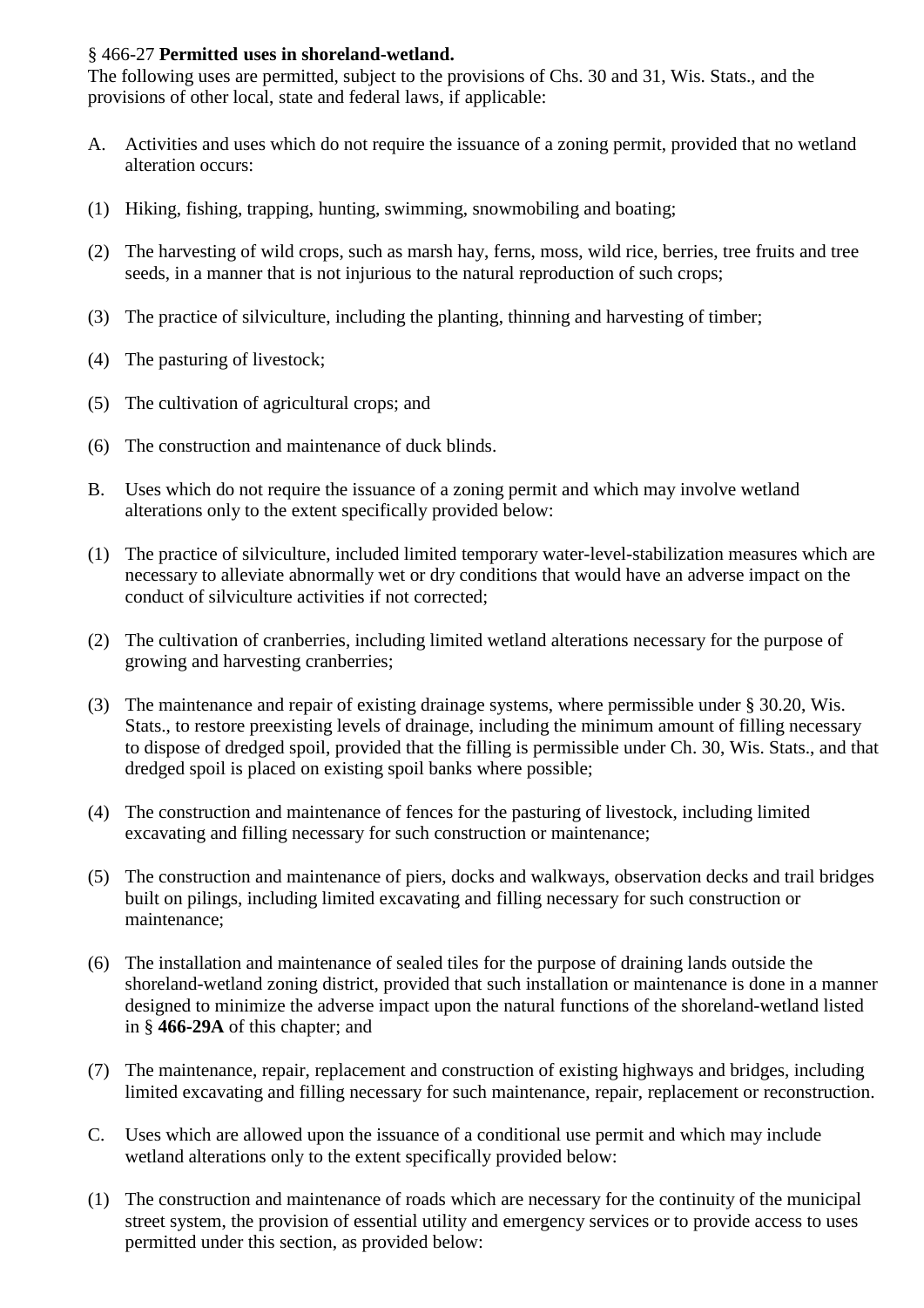§ 466-27 **Permitted uses in shoreland-wetland.**
The following uses are permitted, subject to the provisions of Chs. 30 and 31, Wis. Stats., and the provisions of other local, state and federal laws, if applicable:

A. Activities and uses which do not require the issuance of a zoning permit, provided that no wetland alteration occurs:

(1) Hiking, fishing, trapping, hunting, swimming, snowmobiling and boating;

(2) The harvesting of wild crops, such as marsh hay, ferns, moss, wild rice, berries, tree fruits and tree seeds, in a manner that is not injurious to the natural reproduction of such crops;

(3) The practice of silviculture, including the planting, thinning and harvesting of timber;

(4) The pasturing of livestock;

(5) The cultivation of agricultural crops; and

(6) The construction and maintenance of duck blinds.

B. Uses which do not require the issuance of a zoning permit and which may involve wetland alterations only to the extent specifically provided below:

(1) The practice of silviculture, included limited temporary water-level-stabilization measures which are necessary to alleviate abnormally wet or dry conditions that would have an adverse impact on the conduct of silviculture activities if not corrected;

(2) The cultivation of cranberries, including limited wetland alterations necessary for the purpose of growing and harvesting cranberries;

(3) The maintenance and repair of existing drainage systems, where permissible under § 30.20, Wis. Stats., to restore preexisting levels of drainage, including the minimum amount of filling necessary to dispose of dredged spoil, provided that the filling is permissible under Ch. 30, Wis. Stats., and that dredged spoil is placed on existing spoil banks where possible;

(4) The construction and maintenance of fences for the pasturing of livestock, including limited excavating and filling necessary for such construction or maintenance;

(5) The construction and maintenance of piers, docks and walkways, observation decks and trail bridges built on pilings, including limited excavating and filling necessary for such construction or maintenance;

(6) The installation and maintenance of sealed tiles for the purpose of draining lands outside the shoreland-wetland zoning district, provided that such installation or maintenance is done in a manner designed to minimize the adverse impact upon the natural functions of the shoreland-wetland listed in § **466-29A** of this chapter; and

(7) The maintenance, repair, replacement and construction of existing highways and bridges, including limited excavating and filling necessary for such maintenance, repair, replacement or reconstruction.

C. Uses which are allowed upon the issuance of a conditional use permit and which may include wetland alterations only to the extent specifically provided below:

(1) The construction and maintenance of roads which are necessary for the continuity of the municipal street system, the provision of essential utility and emergency services or to provide access to uses permitted under this section, as provided below: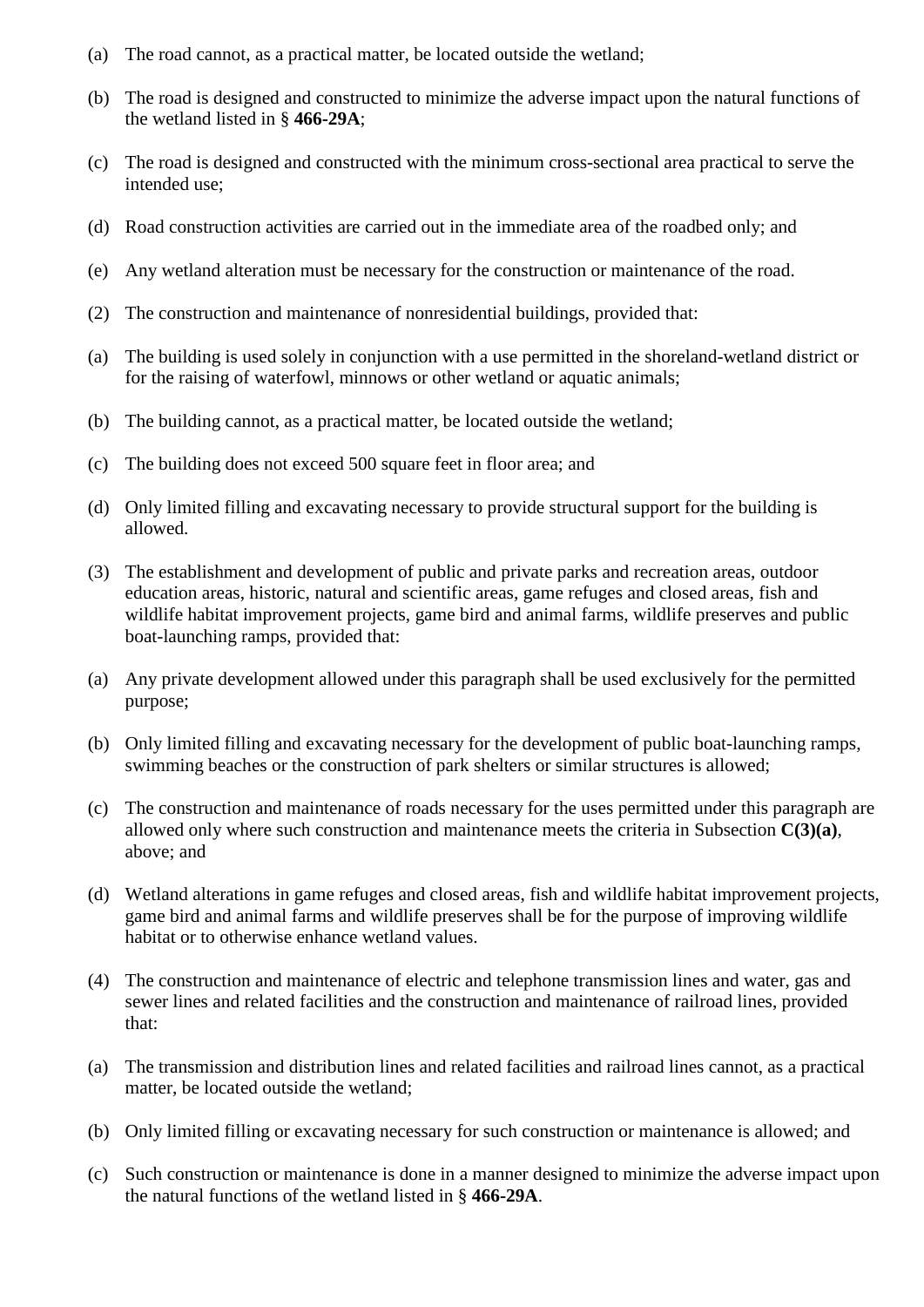(a) The road cannot, as a practical matter, be located outside the wetland;

(b) The road is designed and constructed to minimize the adverse impact upon the natural functions of the wetland listed in § **466-29A**;

(c) The road is designed and constructed with the minimum cross-sectional area practical to serve the intended use;

(d) Road construction activities are carried out in the immediate area of the roadbed only; and

(e) Any wetland alteration must be necessary for the construction or maintenance of the road.

(2) The construction and maintenance of nonresidential buildings, provided that:

(a) The building is used solely in conjunction with a use permitted in the shoreland-wetland district or for the raising of waterfowl, minnows or other wetland or aquatic animals;

(b) The building cannot, as a practical matter, be located outside the wetland;

(c) The building does not exceed 500 square feet in floor area; and

(d) Only limited filling and excavating necessary to provide structural support for the building is allowed.

(3) The establishment and development of public and private parks and recreation areas, outdoor education areas, historic, natural and scientific areas, game refuges and closed areas, fish and wildlife habitat improvement projects, game bird and animal farms, wildlife preserves and public boat-launching ramps, provided that:

(a) Any private development allowed under this paragraph shall be used exclusively for the permitted purpose;

(b) Only limited filling and excavating necessary for the development of public boat-launching ramps, swimming beaches or the construction of park shelters or similar structures is allowed;

(c) The construction and maintenance of roads necessary for the uses permitted under this paragraph are allowed only where such construction and maintenance meets the criteria in Subsection **C(3)(a)**, above; and

(d) Wetland alterations in game refuges and closed areas, fish and wildlife habitat improvement projects, game bird and animal farms and wildlife preserves shall be for the purpose of improving wildlife habitat or to otherwise enhance wetland values.

(4) The construction and maintenance of electric and telephone transmission lines and water, gas and sewer lines and related facilities and the construction and maintenance of railroad lines, provided that:

(a) The transmission and distribution lines and related facilities and railroad lines cannot, as a practical matter, be located outside the wetland;

(b) Only limited filling or excavating necessary for such construction or maintenance is allowed; and

(c) Such construction or maintenance is done in a manner designed to minimize the adverse impact upon the natural functions of the wetland listed in § **466-29A**.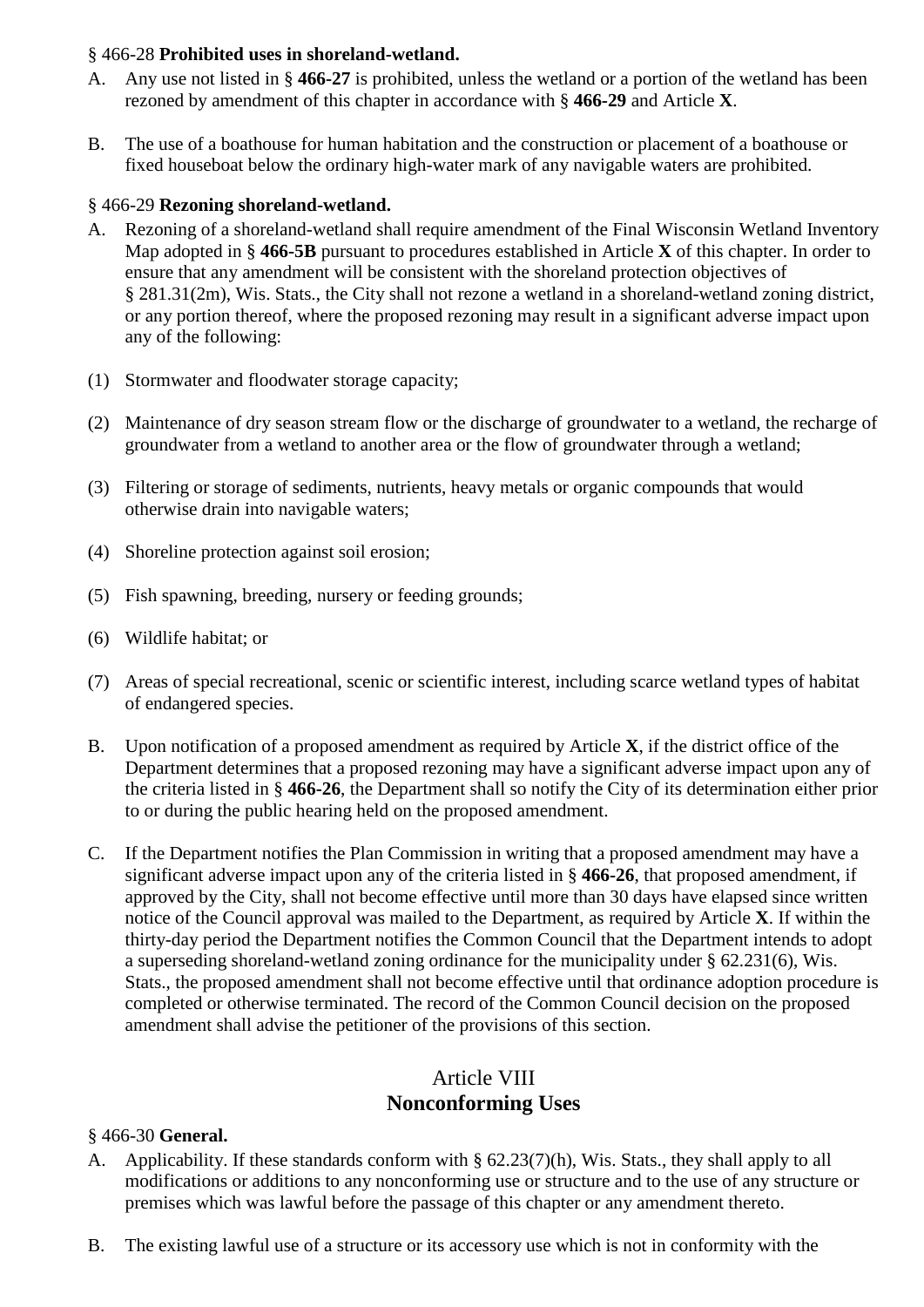§ 466-28 **Prohibited uses in shoreland-wetland.**

A. Any use not listed in § **466-27** is prohibited, unless the wetland or a portion of the wetland has been rezoned by amendment of this chapter in accordance with § **466-29** and Article **X**.

B. The use of a boathouse for human habitation and the construction or placement of a boathouse or fixed houseboat below the ordinary high-water mark of any navigable waters are prohibited.

§ 466-29 **Rezoning shoreland-wetland.**

A. Rezoning of a shoreland-wetland shall require amendment of the Final Wisconsin Wetland Inventory Map adopted in § **466-5B** pursuant to procedures established in Article **X** of this chapter. In order to ensure that any amendment will be consistent with the shoreland protection objectives of § 281.31(2m), Wis. Stats., the City shall not rezone a wetland in a shoreland-wetland zoning district, or any portion thereof, where the proposed rezoning may result in a significant adverse impact upon any of the following:

(1) Stormwater and floodwater storage capacity;

(2) Maintenance of dry season stream flow or the discharge of groundwater to a wetland, the recharge of groundwater from a wetland to another area or the flow of groundwater through a wetland;

(3) Filtering or storage of sediments, nutrients, heavy metals or organic compounds that would otherwise drain into navigable waters;

(4) Shoreline protection against soil erosion;

(5) Fish spawning, breeding, nursery or feeding grounds;

(6) Wildlife habitat; or

(7) Areas of special recreational, scenic or scientific interest, including scarce wetland types of habitat of endangered species.

B. Upon notification of a proposed amendment as required by Article **X**, if the district office of the Department determines that a proposed rezoning may have a significant adverse impact upon any of the criteria listed in § **466-26**, the Department shall so notify the City of its determination either prior to or during the public hearing held on the proposed amendment.

C. If the Department notifies the Plan Commission in writing that a proposed amendment may have a significant adverse impact upon any of the criteria listed in § **466-26**, that proposed amendment, if approved by the City, shall not become effective until more than 30 days have elapsed since written notice of the Council approval was mailed to the Department, as required by Article **X**. If within the thirty-day period the Department notifies the Common Council that the Department intends to adopt a superseding shoreland-wetland zoning ordinance for the municipality under § 62.231(6), Wis. Stats., the proposed amendment shall not become effective until that ordinance adoption procedure is completed or otherwise terminated. The record of the Common Council decision on the proposed amendment shall advise the petitioner of the provisions of this section.

## Article VIII
## **Nonconforming Uses**

§ 466-30 **General.**

A. Applicability. If these standards conform with § 62.23(7)(h), Wis. Stats., they shall apply to all modifications or additions to any nonconforming use or structure and to the use of any structure or premises which was lawful before the passage of this chapter or any amendment thereto.

B. The existing lawful use of a structure or its accessory use which is not in conformity with the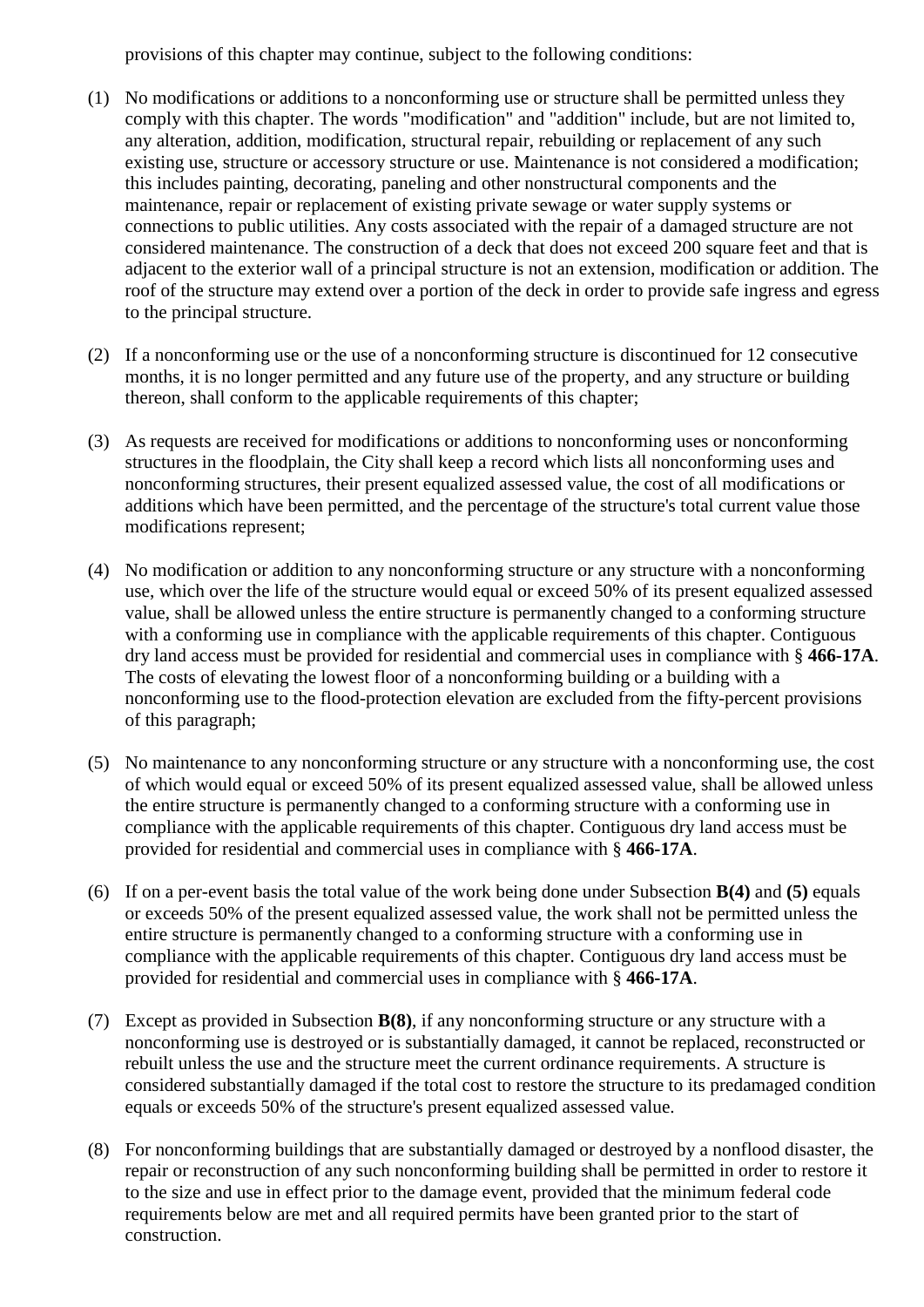provisions of this chapter may continue, subject to the following conditions:

(1) No modifications or additions to a nonconforming use or structure shall be permitted unless they comply with this chapter. The words "modification" and "addition" include, but are not limited to, any alteration, addition, modification, structural repair, rebuilding or replacement of any such existing use, structure or accessory structure or use. Maintenance is not considered a modification; this includes painting, decorating, paneling and other nonstructural components and the maintenance, repair or replacement of existing private sewage or water supply systems or connections to public utilities. Any costs associated with the repair of a damaged structure are not considered maintenance. The construction of a deck that does not exceed 200 square feet and that is adjacent to the exterior wall of a principal structure is not an extension, modification or addition. The roof of the structure may extend over a portion of the deck in order to provide safe ingress and egress to the principal structure.

(2) If a nonconforming use or the use of a nonconforming structure is discontinued for 12 consecutive months, it is no longer permitted and any future use of the property, and any structure or building thereon, shall conform to the applicable requirements of this chapter;

(3) As requests are received for modifications or additions to nonconforming uses or nonconforming structures in the floodplain, the City shall keep a record which lists all nonconforming uses and nonconforming structures, their present equalized assessed value, the cost of all modifications or additions which have been permitted, and the percentage of the structure's total current value those modifications represent;

(4) No modification or addition to any nonconforming structure or any structure with a nonconforming use, which over the life of the structure would equal or exceed 50% of its present equalized assessed value, shall be allowed unless the entire structure is permanently changed to a conforming structure with a conforming use in compliance with the applicable requirements of this chapter. Contiguous dry land access must be provided for residential and commercial uses in compliance with § **466-17A**. The costs of elevating the lowest floor of a nonconforming building or a building with a nonconforming use to the flood-protection elevation are excluded from the fifty-percent provisions of this paragraph;

(5) No maintenance to any nonconforming structure or any structure with a nonconforming use, the cost of which would equal or exceed 50% of its present equalized assessed value, shall be allowed unless the entire structure is permanently changed to a conforming structure with a conforming use in compliance with the applicable requirements of this chapter. Contiguous dry land access must be provided for residential and commercial uses in compliance with § **466-17A**.

(6) If on a per-event basis the total value of the work being done under Subsection **B(4)** and **(5)** equals or exceeds 50% of the present equalized assessed value, the work shall not be permitted unless the entire structure is permanently changed to a conforming structure with a conforming use in compliance with the applicable requirements of this chapter. Contiguous dry land access must be provided for residential and commercial uses in compliance with § **466-17A**.

(7) Except as provided in Subsection **B(8)**, if any nonconforming structure or any structure with a nonconforming use is destroyed or is substantially damaged, it cannot be replaced, reconstructed or rebuilt unless the use and the structure meet the current ordinance requirements. A structure is considered substantially damaged if the total cost to restore the structure to its predamaged condition equals or exceeds 50% of the structure's present equalized assessed value.

(8) For nonconforming buildings that are substantially damaged or destroyed by a nonflood disaster, the repair or reconstruction of any such nonconforming building shall be permitted in order to restore it to the size and use in effect prior to the damage event, provided that the minimum federal code requirements below are met and all required permits have been granted prior to the start of construction.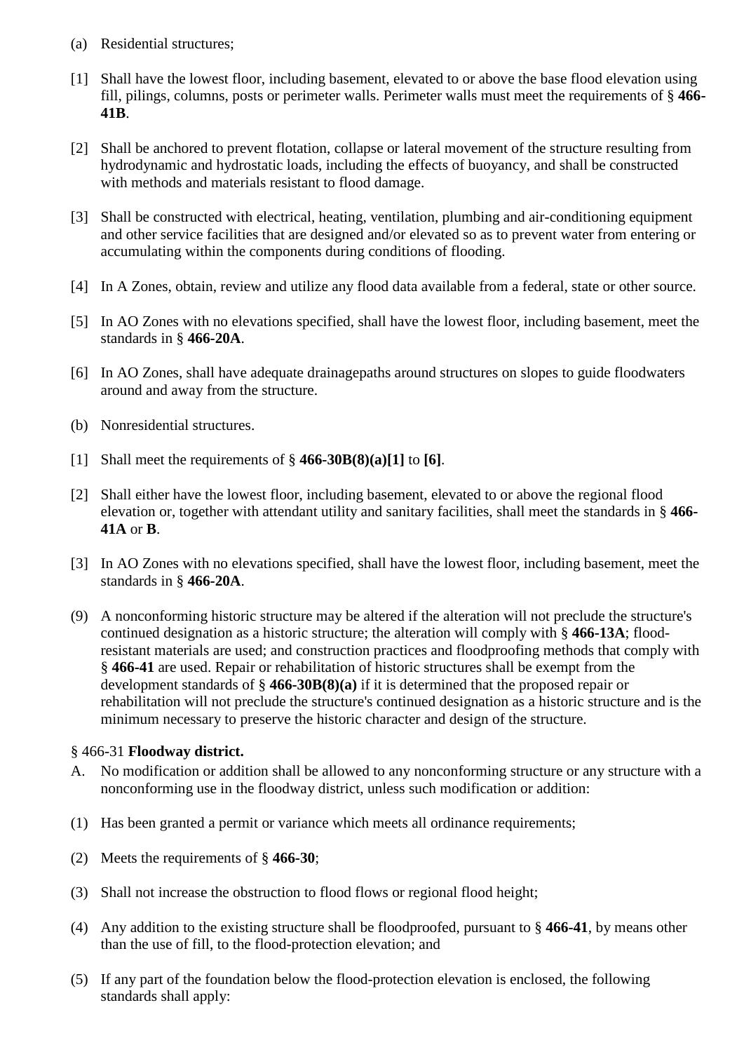(a) Residential structures;

[1] Shall have the lowest floor, including basement, elevated to or above the base flood elevation using fill, pilings, columns, posts or perimeter walls. Perimeter walls must meet the requirements of § **466-41B**.

[2] Shall be anchored to prevent flotation, collapse or lateral movement of the structure resulting from hydrodynamic and hydrostatic loads, including the effects of buoyancy, and shall be constructed with methods and materials resistant to flood damage.

[3] Shall be constructed with electrical, heating, ventilation, plumbing and air-conditioning equipment and other service facilities that are designed and/or elevated so as to prevent water from entering or accumulating within the components during conditions of flooding.

[4] In A Zones, obtain, review and utilize any flood data available from a federal, state or other source.

[5] In AO Zones with no elevations specified, shall have the lowest floor, including basement, meet the standards in § **466-20A**.

[6] In AO Zones, shall have adequate drainagepaths around structures on slopes to guide floodwaters around and away from the structure.

(b) Nonresidential structures.

[1] Shall meet the requirements of § **466-30B(8)(a)[1]** to **[6]**.

[2] Shall either have the lowest floor, including basement, elevated to or above the regional flood elevation or, together with attendant utility and sanitary facilities, shall meet the standards in § **466-41A** or **B**.

[3] In AO Zones with no elevations specified, shall have the lowest floor, including basement, meet the standards in § **466-20A**.

(9) A nonconforming historic structure may be altered if the alteration will not preclude the structure's continued designation as a historic structure; the alteration will comply with § **466-13A**; flood-resistant materials are used; and construction practices and floodproofing methods that comply with § **466-41** are used. Repair or rehabilitation of historic structures shall be exempt from the development standards of § **466-30B(8)(a)** if it is determined that the proposed repair or rehabilitation will not preclude the structure's continued designation as a historic structure and is the minimum necessary to preserve the historic character and design of the structure.

§ 466-31 **Floodway district.**

A. No modification or addition shall be allowed to any nonconforming structure or any structure with a nonconforming use in the floodway district, unless such modification or addition:

(1) Has been granted a permit or variance which meets all ordinance requirements;

(2) Meets the requirements of § **466-30**;

(3) Shall not increase the obstruction to flood flows or regional flood height;

(4) Any addition to the existing structure shall be floodproofed, pursuant to § **466-41**, by means other than the use of fill, to the flood-protection elevation; and

(5) If any part of the foundation below the flood-protection elevation is enclosed, the following standards shall apply: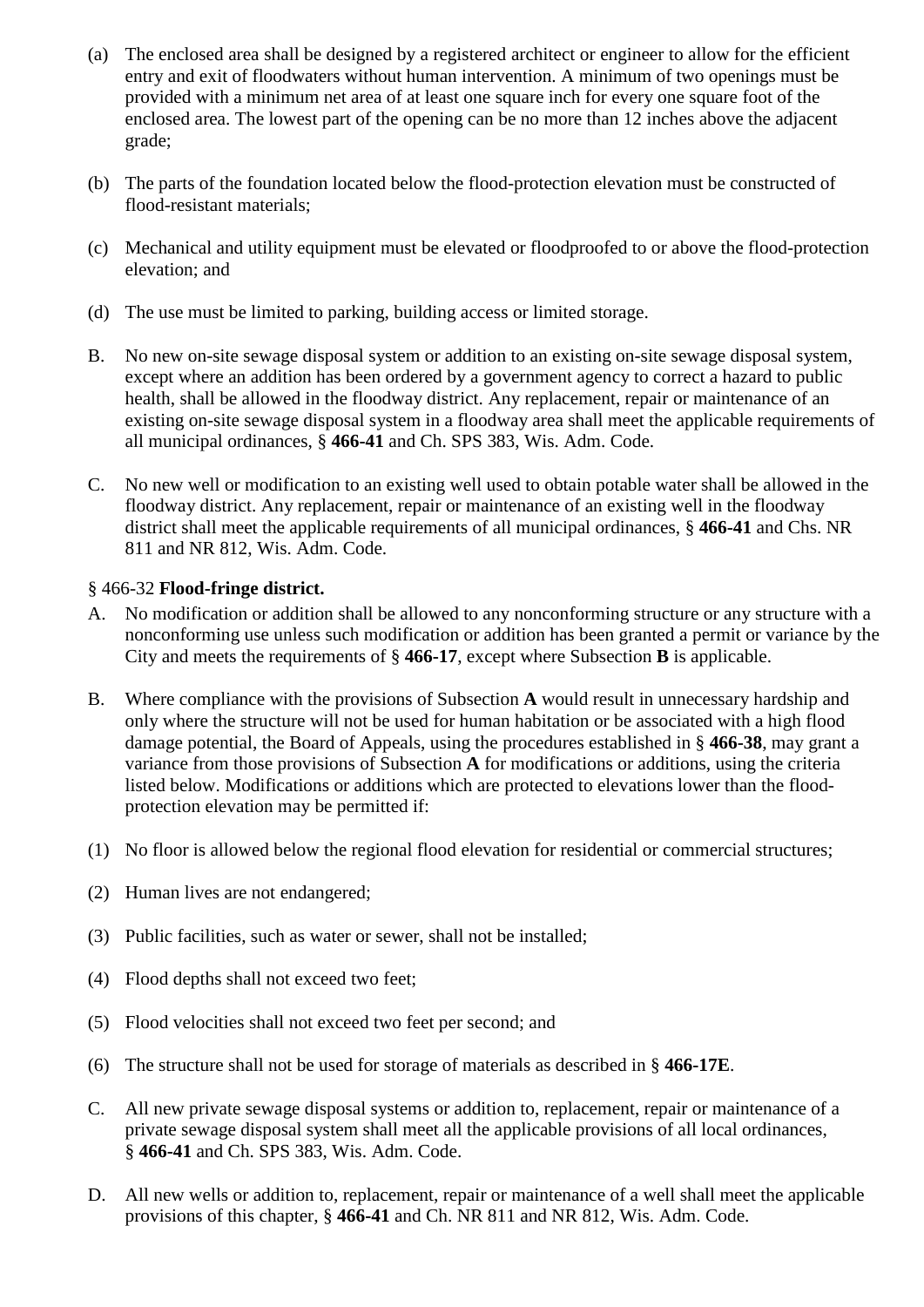(a) The enclosed area shall be designed by a registered architect or engineer to allow for the efficient entry and exit of floodwaters without human intervention. A minimum of two openings must be provided with a minimum net area of at least one square inch for every one square foot of the enclosed area. The lowest part of the opening can be no more than 12 inches above the adjacent grade;

(b) The parts of the foundation located below the flood-protection elevation must be constructed of flood-resistant materials;

(c) Mechanical and utility equipment must be elevated or floodproofed to or above the flood-protection elevation; and

(d) The use must be limited to parking, building access or limited storage.

B. No new on-site sewage disposal system or addition to an existing on-site sewage disposal system, except where an addition has been ordered by a government agency to correct a hazard to public health, shall be allowed in the floodway district. Any replacement, repair or maintenance of an existing on-site sewage disposal system in a floodway area shall meet the applicable requirements of all municipal ordinances, § **466-41** and Ch. SPS 383, Wis. Adm. Code.

C. No new well or modification to an existing well used to obtain potable water shall be allowed in the floodway district. Any replacement, repair or maintenance of an existing well in the floodway district shall meet the applicable requirements of all municipal ordinances, § **466-41** and Chs. NR 811 and NR 812, Wis. Adm. Code.

§ 466-32 **Flood-fringe district.**

A. No modification or addition shall be allowed to any nonconforming structure or any structure with a nonconforming use unless such modification or addition has been granted a permit or variance by the City and meets the requirements of § **466-17**, except where Subsection **B** is applicable.

B. Where compliance with the provisions of Subsection **A** would result in unnecessary hardship and only where the structure will not be used for human habitation or be associated with a high flood damage potential, the Board of Appeals, using the procedures established in § **466-38**, may grant a variance from those provisions of Subsection **A** for modifications or additions, using the criteria listed below. Modifications or additions which are protected to elevations lower than the flood-protection elevation may be permitted if:

(1) No floor is allowed below the regional flood elevation for residential or commercial structures;

(2) Human lives are not endangered;

(3) Public facilities, such as water or sewer, shall not be installed;

(4) Flood depths shall not exceed two feet;

(5) Flood velocities shall not exceed two feet per second; and

(6) The structure shall not be used for storage of materials as described in § **466-17E**.

C. All new private sewage disposal systems or addition to, replacement, repair or maintenance of a private sewage disposal system shall meet all the applicable provisions of all local ordinances, § **466-41** and Ch. SPS 383, Wis. Adm. Code.

D. All new wells or addition to, replacement, repair or maintenance of a well shall meet the applicable provisions of this chapter, § **466-41** and Ch. NR 811 and NR 812, Wis. Adm. Code.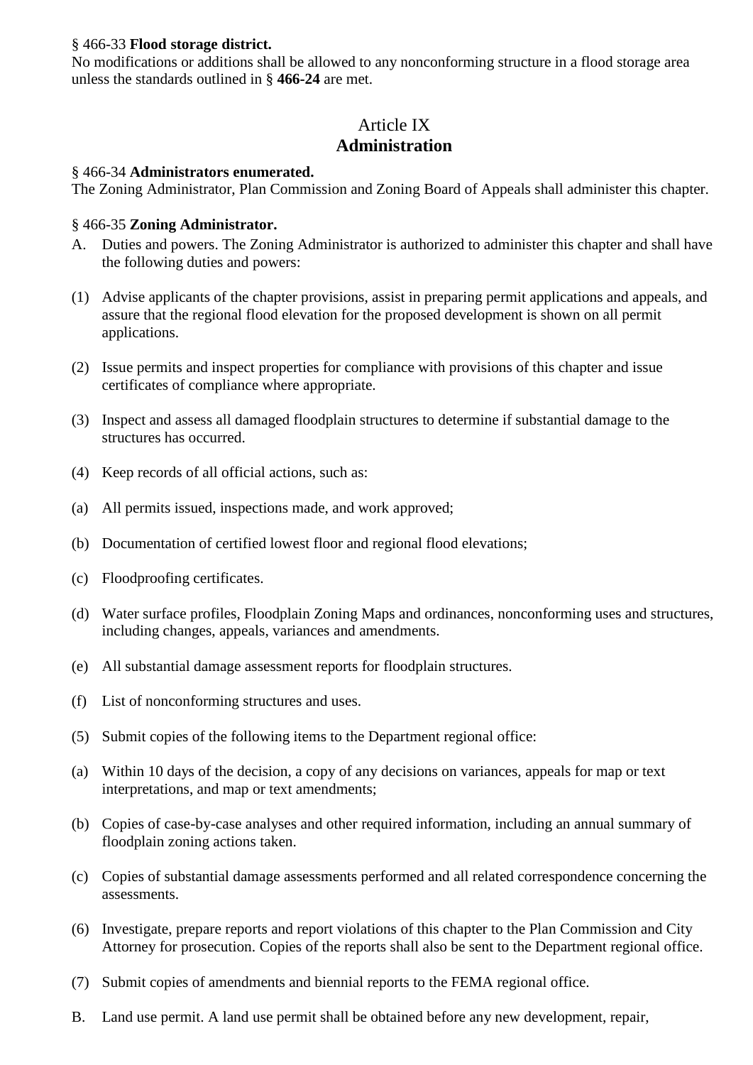§ 466-33 **Flood storage district.**
No modifications or additions shall be allowed to any nonconforming structure in a flood storage area unless the standards outlined in § **466-24** are met.

## Article IX
## Administration

§ 466-34 **Administrators enumerated.**
The Zoning Administrator, Plan Commission and Zoning Board of Appeals shall administer this chapter.

§ 466-35 **Zoning Administrator.**

A. Duties and powers. The Zoning Administrator is authorized to administer this chapter and shall have the following duties and powers:

(1) Advise applicants of the chapter provisions, assist in preparing permit applications and appeals, and assure that the regional flood elevation for the proposed development is shown on all permit applications.

(2) Issue permits and inspect properties for compliance with provisions of this chapter and issue certificates of compliance where appropriate.

(3) Inspect and assess all damaged floodplain structures to determine if substantial damage to the structures has occurred.

(4) Keep records of all official actions, such as:

(a) All permits issued, inspections made, and work approved;

(b) Documentation of certified lowest floor and regional flood elevations;

(c) Floodproofing certificates.

(d) Water surface profiles, Floodplain Zoning Maps and ordinances, nonconforming uses and structures, including changes, appeals, variances and amendments.

(e) All substantial damage assessment reports for floodplain structures.

(f) List of nonconforming structures and uses.

(5) Submit copies of the following items to the Department regional office:

(a) Within 10 days of the decision, a copy of any decisions on variances, appeals for map or text interpretations, and map or text amendments;

(b) Copies of case-by-case analyses and other required information, including an annual summary of floodplain zoning actions taken.

(c) Copies of substantial damage assessments performed and all related correspondence concerning the assessments.

(6) Investigate, prepare reports and report violations of this chapter to the Plan Commission and City Attorney for prosecution. Copies of the reports shall also be sent to the Department regional office.

(7) Submit copies of amendments and biennial reports to the FEMA regional office.

B. Land use permit. A land use permit shall be obtained before any new development, repair,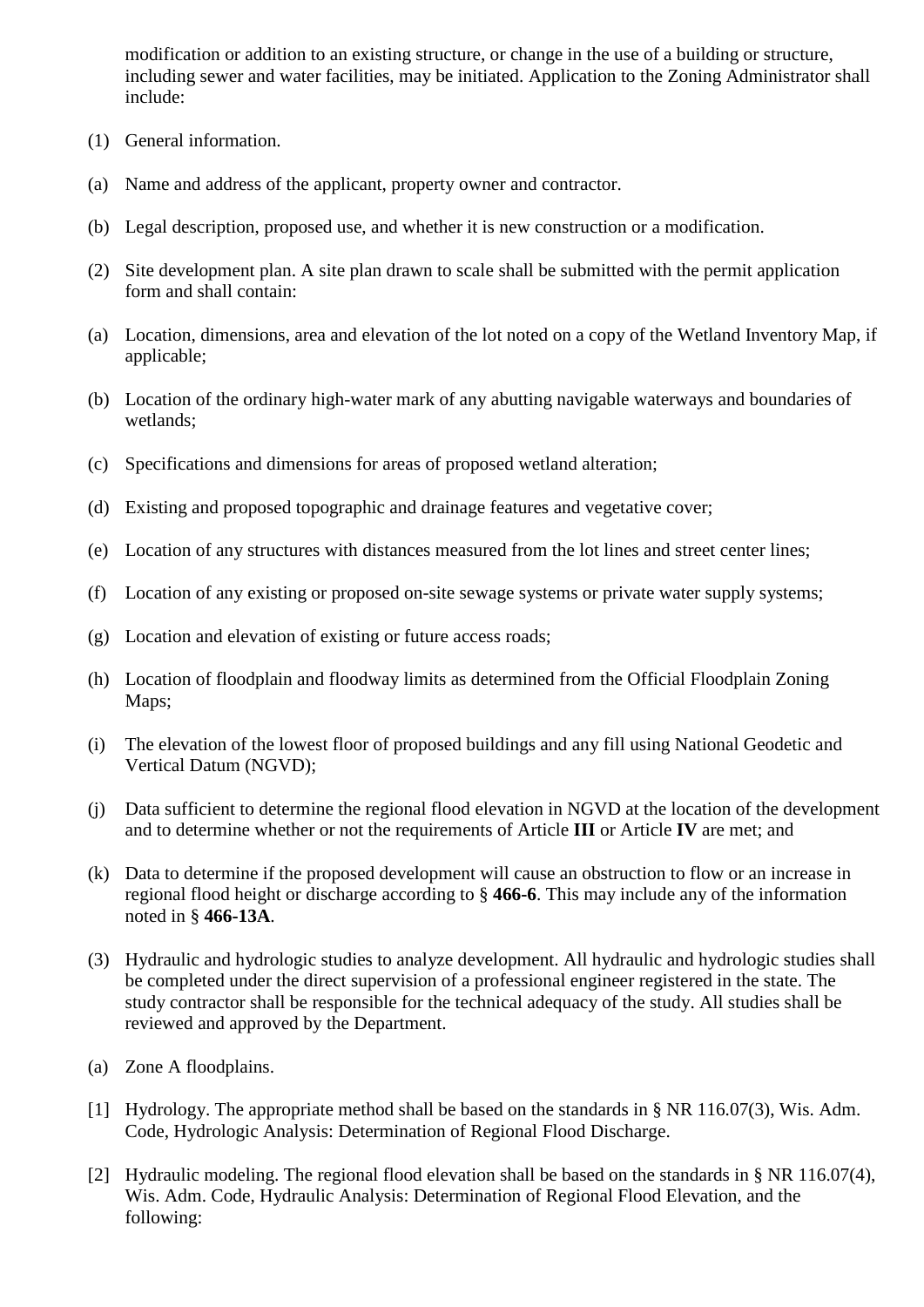modification or addition to an existing structure, or change in the use of a building or structure, including sewer and water facilities, may be initiated. Application to the Zoning Administrator shall include:

(1) General information.

(a) Name and address of the applicant, property owner and contractor.

(b) Legal description, proposed use, and whether it is new construction or a modification.

(2) Site development plan. A site plan drawn to scale shall be submitted with the permit application form and shall contain:

(a) Location, dimensions, area and elevation of the lot noted on a copy of the Wetland Inventory Map, if applicable;

(b) Location of the ordinary high-water mark of any abutting navigable waterways and boundaries of wetlands;

(c) Specifications and dimensions for areas of proposed wetland alteration;

(d) Existing and proposed topographic and drainage features and vegetative cover;

(e) Location of any structures with distances measured from the lot lines and street center lines;

(f) Location of any existing or proposed on-site sewage systems or private water supply systems;

(g) Location and elevation of existing or future access roads;

(h) Location of floodplain and floodway limits as determined from the Official Floodplain Zoning Maps;

(i) The elevation of the lowest floor of proposed buildings and any fill using National Geodetic and Vertical Datum (NGVD);

(j) Data sufficient to determine the regional flood elevation in NGVD at the location of the development and to determine whether or not the requirements of Article **III** or Article **IV** are met; and

(k) Data to determine if the proposed development will cause an obstruction to flow or an increase in regional flood height or discharge according to § **466-6**. This may include any of the information noted in § **466-13A**.

(3) Hydraulic and hydrologic studies to analyze development. All hydraulic and hydrologic studies shall be completed under the direct supervision of a professional engineer registered in the state. The study contractor shall be responsible for the technical adequacy of the study. All studies shall be reviewed and approved by the Department.

(a) Zone A floodplains.

[1] Hydrology. The appropriate method shall be based on the standards in § NR 116.07(3), Wis. Adm. Code, Hydrologic Analysis: Determination of Regional Flood Discharge.

[2] Hydraulic modeling. The regional flood elevation shall be based on the standards in § NR 116.07(4), Wis. Adm. Code, Hydraulic Analysis: Determination of Regional Flood Elevation, and the following: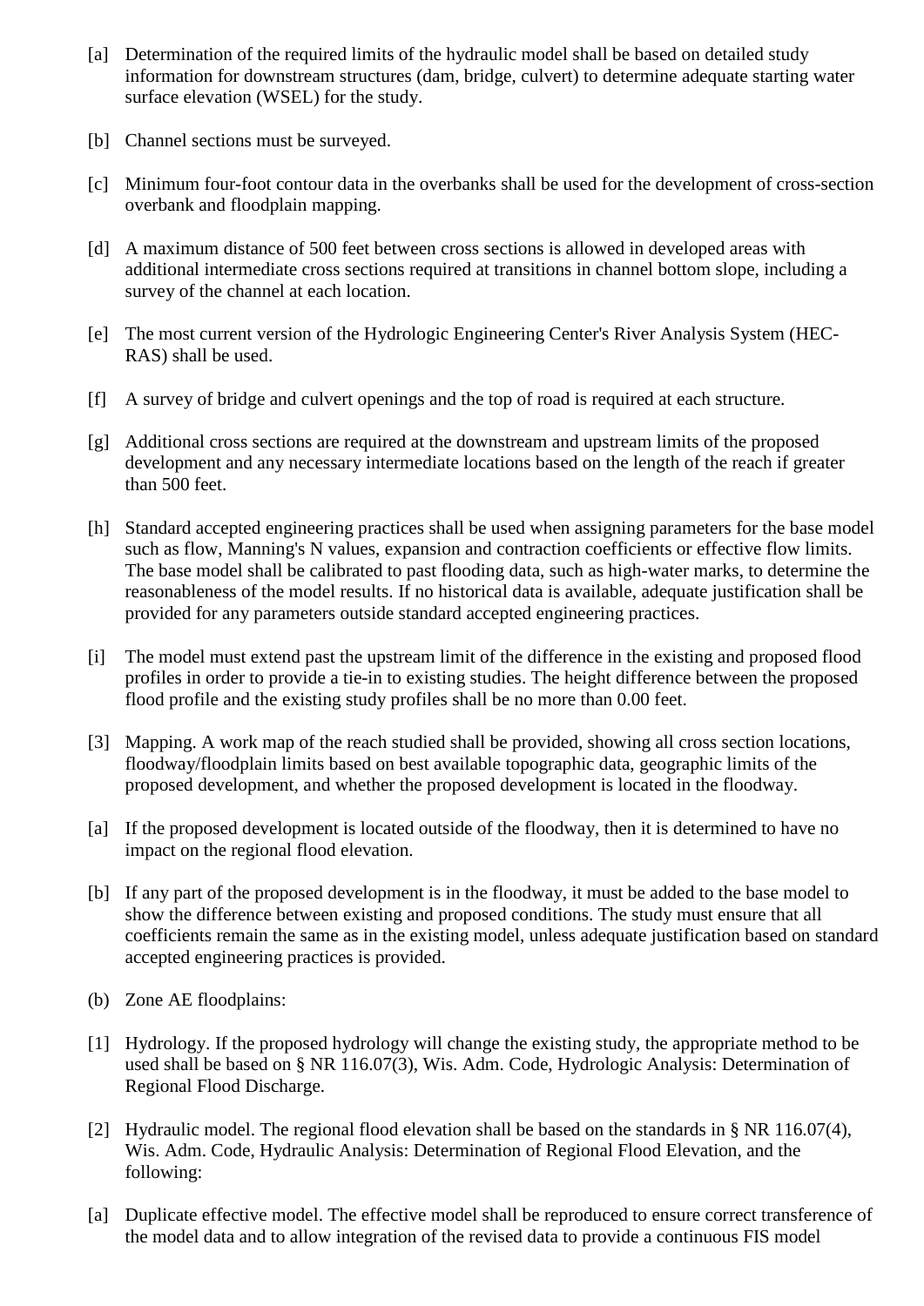[a] Determination of the required limits of the hydraulic model shall be based on detailed study information for downstream structures (dam, bridge, culvert) to determine adequate starting water surface elevation (WSEL) for the study.

[b] Channel sections must be surveyed.

[c] Minimum four-foot contour data in the overbanks shall be used for the development of cross-section overbank and floodplain mapping.

[d] A maximum distance of 500 feet between cross sections is allowed in developed areas with additional intermediate cross sections required at transitions in channel bottom slope, including a survey of the channel at each location.

[e] The most current version of the Hydrologic Engineering Center's River Analysis System (HEC-RAS) shall be used.

[f] A survey of bridge and culvert openings and the top of road is required at each structure.

[g] Additional cross sections are required at the downstream and upstream limits of the proposed development and any necessary intermediate locations based on the length of the reach if greater than 500 feet.

[h] Standard accepted engineering practices shall be used when assigning parameters for the base model such as flow, Manning's N values, expansion and contraction coefficients or effective flow limits. The base model shall be calibrated to past flooding data, such as high-water marks, to determine the reasonableness of the model results. If no historical data is available, adequate justification shall be provided for any parameters outside standard accepted engineering practices.

[i] The model must extend past the upstream limit of the difference in the existing and proposed flood profiles in order to provide a tie-in to existing studies. The height difference between the proposed flood profile and the existing study profiles shall be no more than 0.00 feet.

[3] Mapping. A work map of the reach studied shall be provided, showing all cross section locations, floodway/floodplain limits based on best available topographic data, geographic limits of the proposed development, and whether the proposed development is located in the floodway.

[a] If the proposed development is located outside of the floodway, then it is determined to have no impact on the regional flood elevation.

[b] If any part of the proposed development is in the floodway, it must be added to the base model to show the difference between existing and proposed conditions. The study must ensure that all coefficients remain the same as in the existing model, unless adequate justification based on standard accepted engineering practices is provided.

(b) Zone AE floodplains:

[1] Hydrology. If the proposed hydrology will change the existing study, the appropriate method to be used shall be based on § NR 116.07(3), Wis. Adm. Code, Hydrologic Analysis: Determination of Regional Flood Discharge.

[2] Hydraulic model. The regional flood elevation shall be based on the standards in § NR 116.07(4), Wis. Adm. Code, Hydraulic Analysis: Determination of Regional Flood Elevation, and the following:

[a] Duplicate effective model. The effective model shall be reproduced to ensure correct transference of the model data and to allow integration of the revised data to provide a continuous FIS model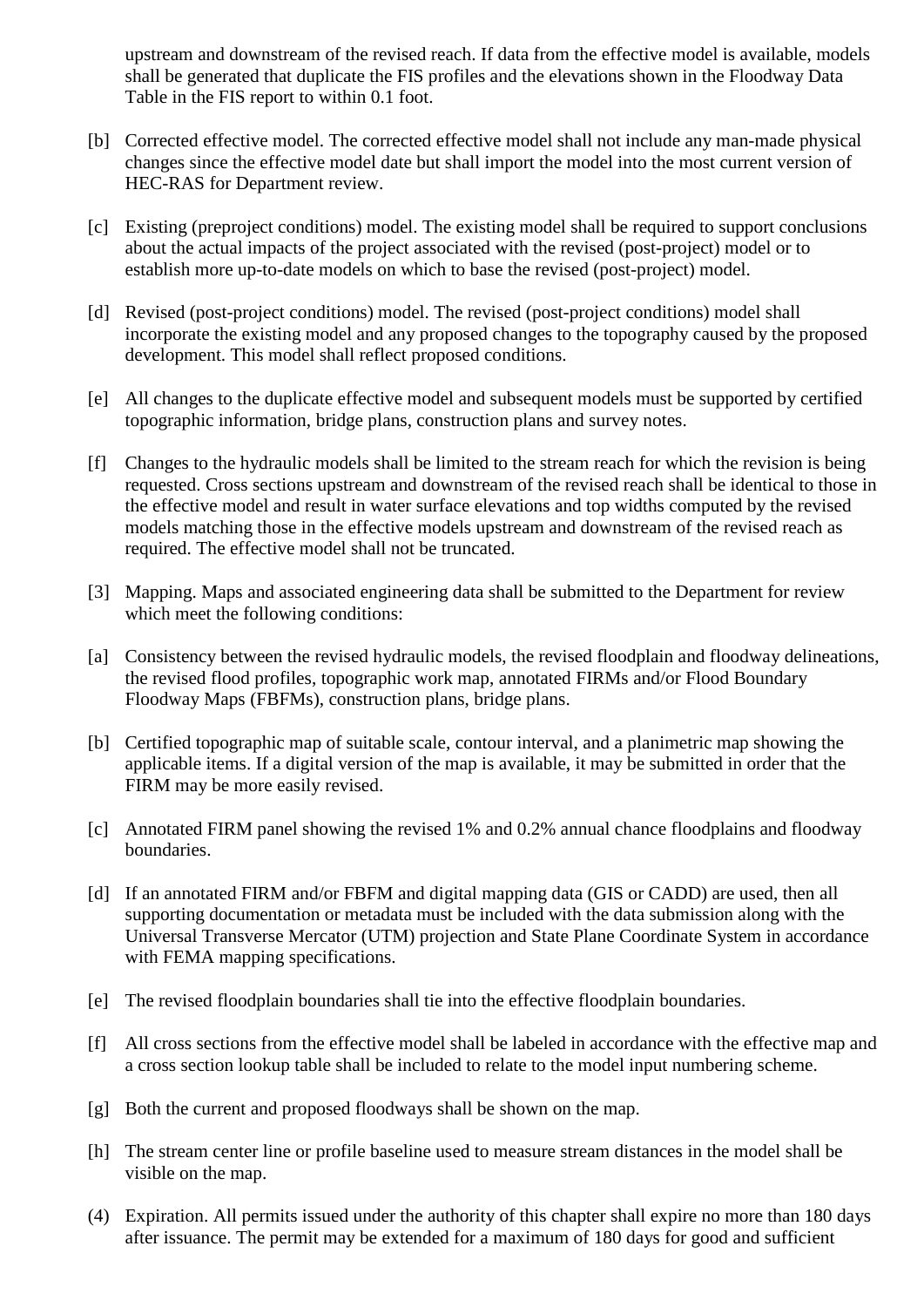upstream and downstream of the revised reach. If data from the effective model is available, models shall be generated that duplicate the FIS profiles and the elevations shown in the Floodway Data Table in the FIS report to within 0.1 foot.

[b] Corrected effective model. The corrected effective model shall not include any man-made physical changes since the effective model date but shall import the model into the most current version of HEC-RAS for Department review.

[c] Existing (preproject conditions) model. The existing model shall be required to support conclusions about the actual impacts of the project associated with the revised (post-project) model or to establish more up-to-date models on which to base the revised (post-project) model.

[d] Revised (post-project conditions) model. The revised (post-project conditions) model shall incorporate the existing model and any proposed changes to the topography caused by the proposed development. This model shall reflect proposed conditions.

[e] All changes to the duplicate effective model and subsequent models must be supported by certified topographic information, bridge plans, construction plans and survey notes.

[f] Changes to the hydraulic models shall be limited to the stream reach for which the revision is being requested. Cross sections upstream and downstream of the revised reach shall be identical to those in the effective model and result in water surface elevations and top widths computed by the revised models matching those in the effective models upstream and downstream of the revised reach as required. The effective model shall not be truncated.

[3] Mapping. Maps and associated engineering data shall be submitted to the Department for review which meet the following conditions:

[a] Consistency between the revised hydraulic models, the revised floodplain and floodway delineations, the revised flood profiles, topographic work map, annotated FIRMs and/or Flood Boundary Floodway Maps (FBFMs), construction plans, bridge plans.

[b] Certified topographic map of suitable scale, contour interval, and a planimetric map showing the applicable items. If a digital version of the map is available, it may be submitted in order that the FIRM may be more easily revised.

[c] Annotated FIRM panel showing the revised 1% and 0.2% annual chance floodplains and floodway boundaries.

[d] If an annotated FIRM and/or FBFM and digital mapping data (GIS or CADD) are used, then all supporting documentation or metadata must be included with the data submission along with the Universal Transverse Mercator (UTM) projection and State Plane Coordinate System in accordance with FEMA mapping specifications.

[e] The revised floodplain boundaries shall tie into the effective floodplain boundaries.

[f] All cross sections from the effective model shall be labeled in accordance with the effective map and a cross section lookup table shall be included to relate to the model input numbering scheme.

[g] Both the current and proposed floodways shall be shown on the map.

[h] The stream center line or profile baseline used to measure stream distances in the model shall be visible on the map.

(4) Expiration. All permits issued under the authority of this chapter shall expire no more than 180 days after issuance. The permit may be extended for a maximum of 180 days for good and sufficient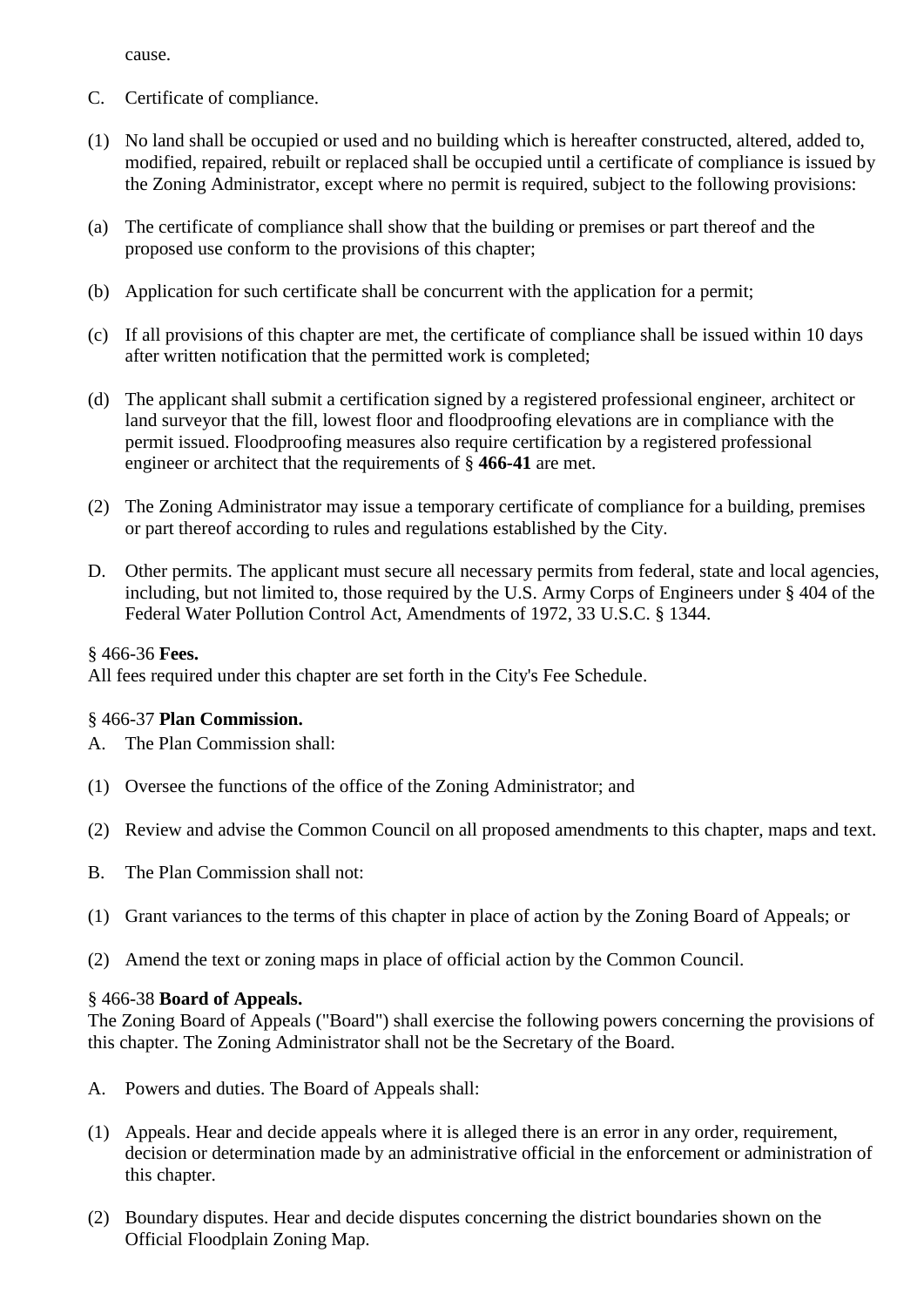cause.

C. Certificate of compliance.

(1) No land shall be occupied or used and no building which is hereafter constructed, altered, added to, modified, repaired, rebuilt or replaced shall be occupied until a certificate of compliance is issued by the Zoning Administrator, except where no permit is required, subject to the following provisions:

(a) The certificate of compliance shall show that the building or premises or part thereof and the proposed use conform to the provisions of this chapter;

(b) Application for such certificate shall be concurrent with the application for a permit;

(c) If all provisions of this chapter are met, the certificate of compliance shall be issued within 10 days after written notification that the permitted work is completed;

(d) The applicant shall submit a certification signed by a registered professional engineer, architect or land surveyor that the fill, lowest floor and floodproofing elevations are in compliance with the permit issued. Floodproofing measures also require certification by a registered professional engineer or architect that the requirements of § **466-41** are met.

(2) The Zoning Administrator may issue a temporary certificate of compliance for a building, premises or part thereof according to rules and regulations established by the City.

D. Other permits. The applicant must secure all necessary permits from federal, state and local agencies, including, but not limited to, those required by the U.S. Army Corps of Engineers under § 404 of the Federal Water Pollution Control Act, Amendments of 1972, 33 U.S.C. § 1344.

§ 466-36 **Fees.**
All fees required under this chapter are set forth in the City's Fee Schedule.

§ 466-37 **Plan Commission.**

A. The Plan Commission shall:

(1) Oversee the functions of the office of the Zoning Administrator; and

(2) Review and advise the Common Council on all proposed amendments to this chapter, maps and text.

B. The Plan Commission shall not:

(1) Grant variances to the terms of this chapter in place of action by the Zoning Board of Appeals; or

(2) Amend the text or zoning maps in place of official action by the Common Council.

§ 466-38 **Board of Appeals.**
The Zoning Board of Appeals ("Board") shall exercise the following powers concerning the provisions of this chapter. The Zoning Administrator shall not be the Secretary of the Board.

A. Powers and duties. The Board of Appeals shall:

(1) Appeals. Hear and decide appeals where it is alleged there is an error in any order, requirement, decision or determination made by an administrative official in the enforcement or administration of this chapter.

(2) Boundary disputes. Hear and decide disputes concerning the district boundaries shown on the Official Floodplain Zoning Map.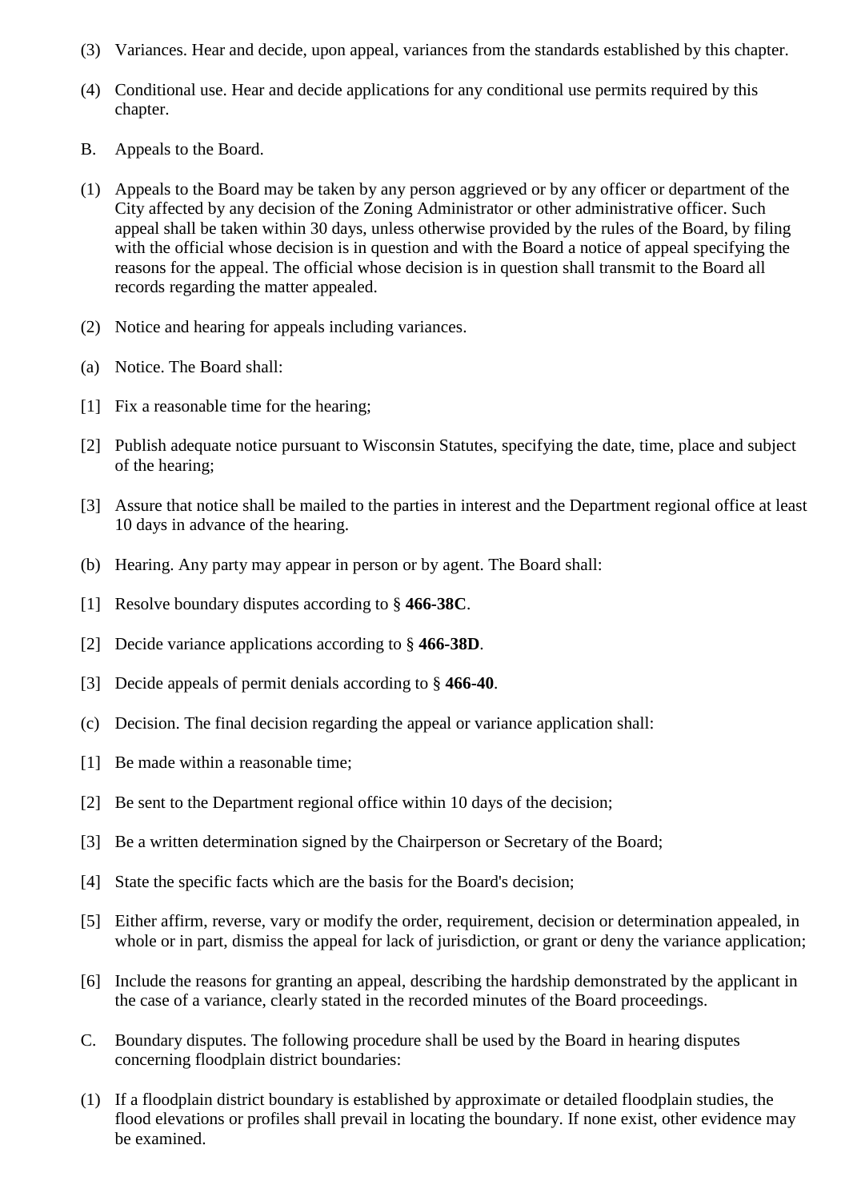(3) Variances. Hear and decide, upon appeal, variances from the standards established by this chapter.

(4) Conditional use. Hear and decide applications for any conditional use permits required by this chapter.

B. Appeals to the Board.

(1) Appeals to the Board may be taken by any person aggrieved or by any officer or department of the City affected by any decision of the Zoning Administrator or other administrative officer. Such appeal shall be taken within 30 days, unless otherwise provided by the rules of the Board, by filing with the official whose decision is in question and with the Board a notice of appeal specifying the reasons for the appeal. The official whose decision is in question shall transmit to the Board all records regarding the matter appealed.

(2) Notice and hearing for appeals including variances.

(a) Notice. The Board shall:

[1] Fix a reasonable time for the hearing;

[2] Publish adequate notice pursuant to Wisconsin Statutes, specifying the date, time, place and subject of the hearing;

[3] Assure that notice shall be mailed to the parties in interest and the Department regional office at least 10 days in advance of the hearing.

(b) Hearing. Any party may appear in person or by agent. The Board shall:

[1] Resolve boundary disputes according to § **466-38C**.

[2] Decide variance applications according to § **466-38D**.

[3] Decide appeals of permit denials according to § **466-40**.

(c) Decision. The final decision regarding the appeal or variance application shall:

[1] Be made within a reasonable time;

[2] Be sent to the Department regional office within 10 days of the decision;

[3] Be a written determination signed by the Chairperson or Secretary of the Board;

[4] State the specific facts which are the basis for the Board's decision;

[5] Either affirm, reverse, vary or modify the order, requirement, decision or determination appealed, in whole or in part, dismiss the appeal for lack of jurisdiction, or grant or deny the variance application;

[6] Include the reasons for granting an appeal, describing the hardship demonstrated by the applicant in the case of a variance, clearly stated in the recorded minutes of the Board proceedings.

C. Boundary disputes. The following procedure shall be used by the Board in hearing disputes concerning floodplain district boundaries:

(1) If a floodplain district boundary is established by approximate or detailed floodplain studies, the flood elevations or profiles shall prevail in locating the boundary. If none exist, other evidence may be examined.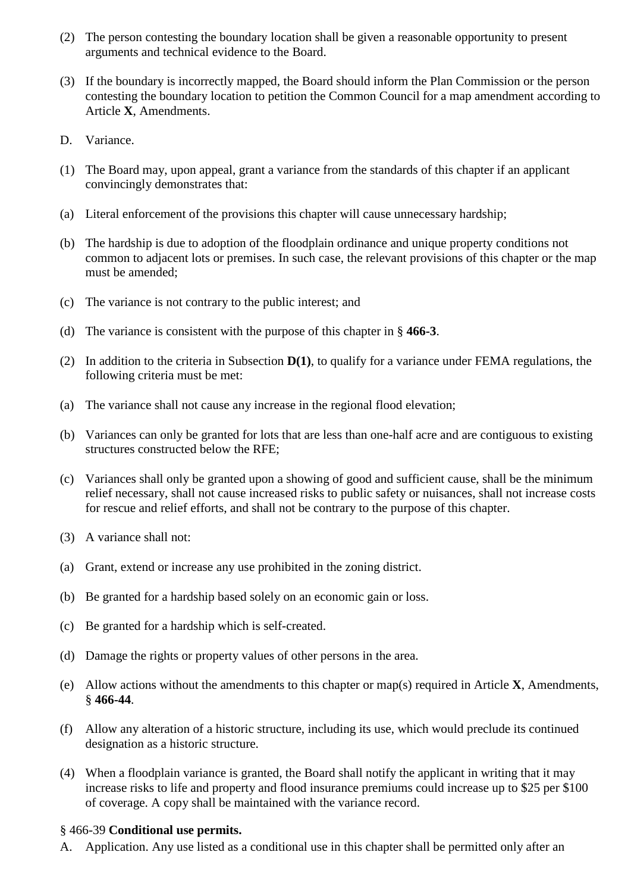(2) The person contesting the boundary location shall be given a reasonable opportunity to present arguments and technical evidence to the Board.

(3) If the boundary is incorrectly mapped, the Board should inform the Plan Commission or the person contesting the boundary location to petition the Common Council for a map amendment according to Article **X**, Amendments.

D. Variance.

(1) The Board may, upon appeal, grant a variance from the standards of this chapter if an applicant convincingly demonstrates that:

(a) Literal enforcement of the provisions this chapter will cause unnecessary hardship;

(b) The hardship is due to adoption of the floodplain ordinance and unique property conditions not common to adjacent lots or premises. In such case, the relevant provisions of this chapter or the map must be amended;

(c) The variance is not contrary to the public interest; and

(d) The variance is consistent with the purpose of this chapter in § **466-3**.

(2) In addition to the criteria in Subsection **D(1)**, to qualify for a variance under FEMA regulations, the following criteria must be met:

(a) The variance shall not cause any increase in the regional flood elevation;

(b) Variances can only be granted for lots that are less than one-half acre and are contiguous to existing structures constructed below the RFE;

(c) Variances shall only be granted upon a showing of good and sufficient cause, shall be the minimum relief necessary, shall not cause increased risks to public safety or nuisances, shall not increase costs for rescue and relief efforts, and shall not be contrary to the purpose of this chapter.

(3) A variance shall not:

(a) Grant, extend or increase any use prohibited in the zoning district.

(b) Be granted for a hardship based solely on an economic gain or loss.

(c) Be granted for a hardship which is self-created.

(d) Damage the rights or property values of other persons in the area.

(e) Allow actions without the amendments to this chapter or map(s) required in Article **X**, Amendments, § **466-44**.

(f) Allow any alteration of a historic structure, including its use, which would preclude its continued designation as a historic structure.

(4) When a floodplain variance is granted, the Board shall notify the applicant in writing that it may increase risks to life and property and flood insurance premiums could increase up to $25 per $100 of coverage. A copy shall be maintained with the variance record.

§ 466-39 **Conditional use permits.**

A. Application. Any use listed as a conditional use in this chapter shall be permitted only after an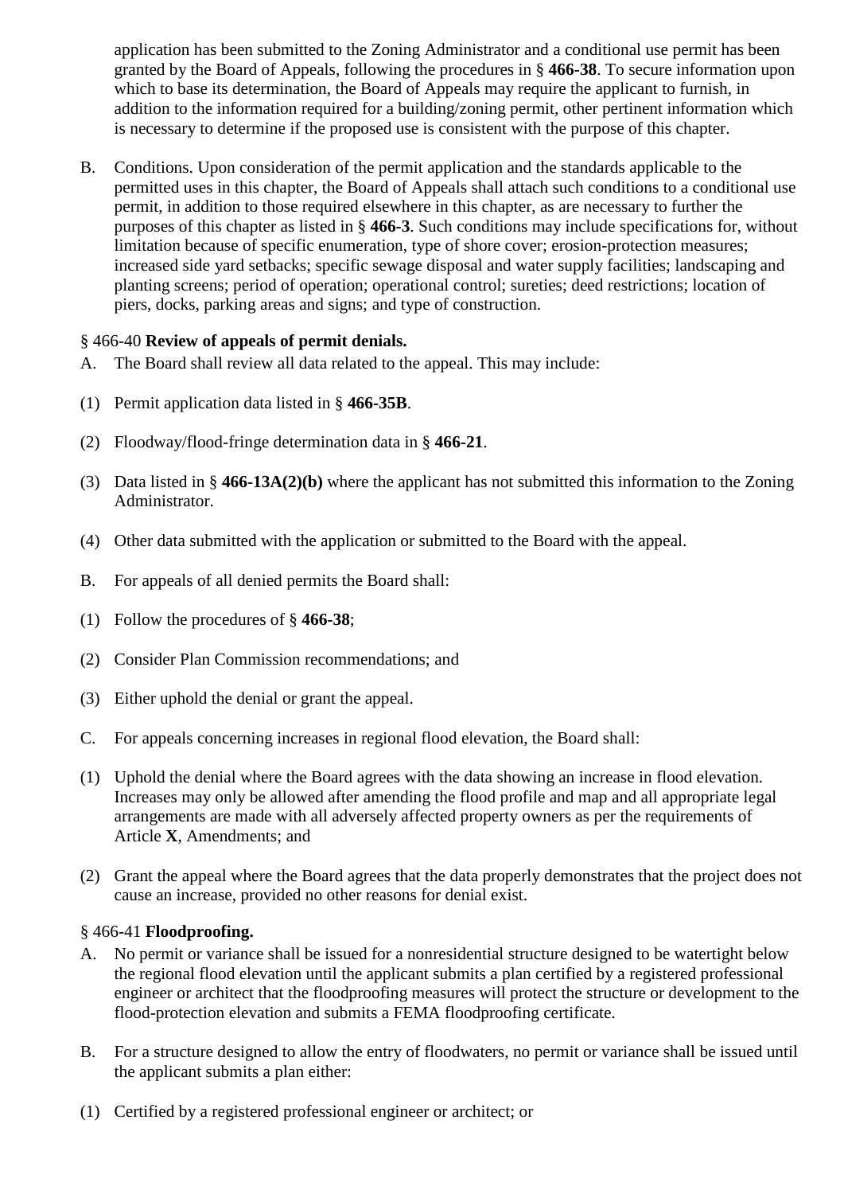application has been submitted to the Zoning Administrator and a conditional use permit has been granted by the Board of Appeals, following the procedures in § **466-38**. To secure information upon which to base its determination, the Board of Appeals may require the applicant to furnish, in addition to the information required for a building/zoning permit, other pertinent information which is necessary to determine if the proposed use is consistent with the purpose of this chapter.

B. Conditions. Upon consideration of the permit application and the standards applicable to the permitted uses in this chapter, the Board of Appeals shall attach such conditions to a conditional use permit, in addition to those required elsewhere in this chapter, as are necessary to further the purposes of this chapter as listed in § **466-3**. Such conditions may include specifications for, without limitation because of specific enumeration, type of shore cover; erosion-protection measures; increased side yard setbacks; specific sewage disposal and water supply facilities; landscaping and planting screens; period of operation; operational control; sureties; deed restrictions; location of piers, docks, parking areas and signs; and type of construction.

§ 466-40 **Review of appeals of permit denials.**

A. The Board shall review all data related to the appeal. This may include:

(1) Permit application data listed in § **466-35B**.

(2) Floodway/flood-fringe determination data in § **466-21**.

(3) Data listed in § **466-13A(2)(b)** where the applicant has not submitted this information to the Zoning Administrator.

(4) Other data submitted with the application or submitted to the Board with the appeal.

B. For appeals of all denied permits the Board shall:

(1) Follow the procedures of § **466-38**;

(2) Consider Plan Commission recommendations; and

(3) Either uphold the denial or grant the appeal.

C. For appeals concerning increases in regional flood elevation, the Board shall:

(1) Uphold the denial where the Board agrees with the data showing an increase in flood elevation. Increases may only be allowed after amending the flood profile and map and all appropriate legal arrangements are made with all adversely affected property owners as per the requirements of Article **X**, Amendments; and

(2) Grant the appeal where the Board agrees that the data properly demonstrates that the project does not cause an increase, provided no other reasons for denial exist.

§ 466-41 **Floodproofing.**

A. No permit or variance shall be issued for a nonresidential structure designed to be watertight below the regional flood elevation until the applicant submits a plan certified by a registered professional engineer or architect that the floodproofing measures will protect the structure or development to the flood-protection elevation and submits a FEMA floodproofing certificate.

B. For a structure designed to allow the entry of floodwaters, no permit or variance shall be issued until the applicant submits a plan either:

(1) Certified by a registered professional engineer or architect; or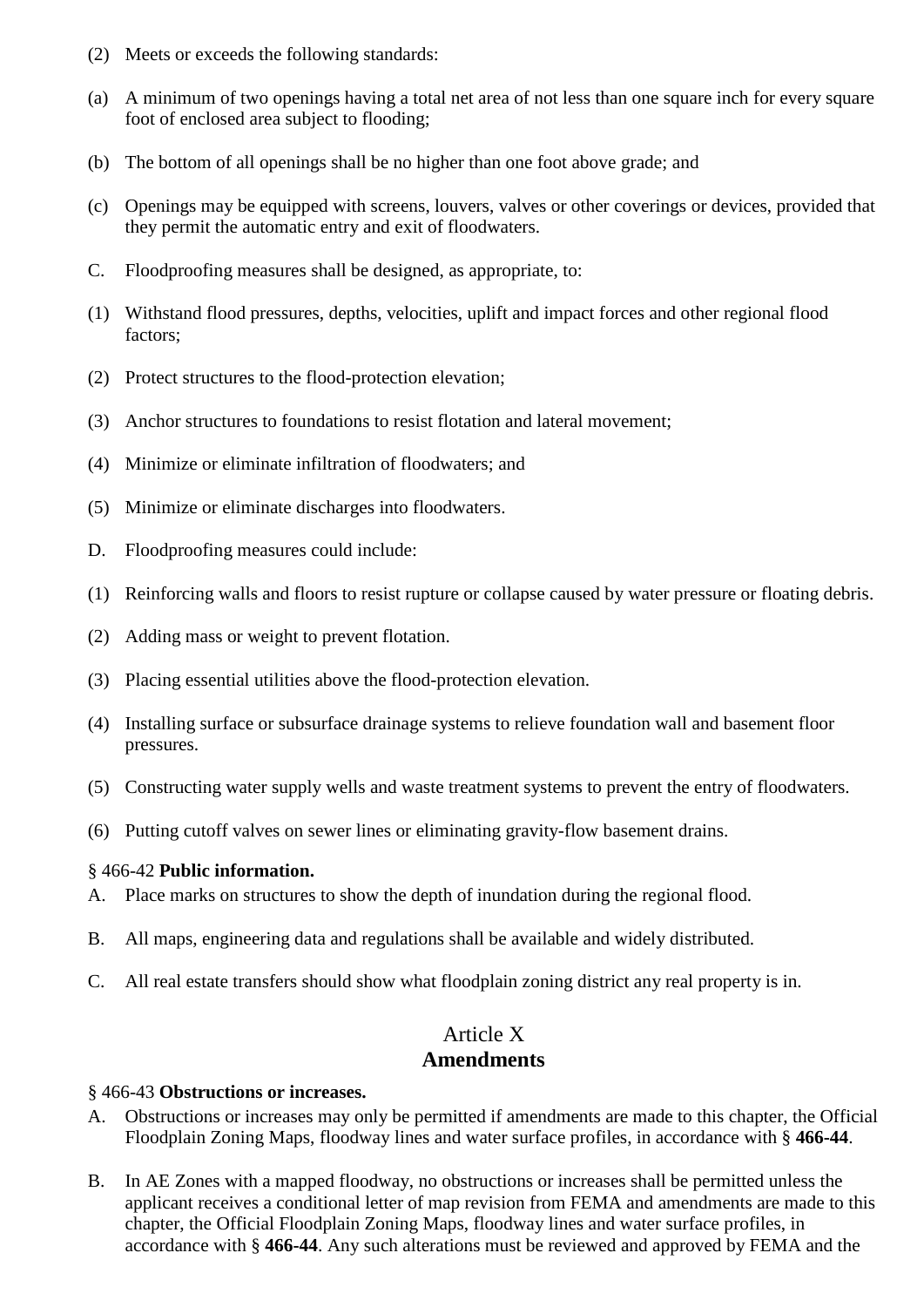(2) Meets or exceeds the following standards:

(a) A minimum of two openings having a total net area of not less than one square inch for every square foot of enclosed area subject to flooding;

(b) The bottom of all openings shall be no higher than one foot above grade; and

(c) Openings may be equipped with screens, louvers, valves or other coverings or devices, provided that they permit the automatic entry and exit of floodwaters.

C. Floodproofing measures shall be designed, as appropriate, to:

(1) Withstand flood pressures, depths, velocities, uplift and impact forces and other regional flood factors;

(2) Protect structures to the flood-protection elevation;

(3) Anchor structures to foundations to resist flotation and lateral movement;

(4) Minimize or eliminate infiltration of floodwaters; and

(5) Minimize or eliminate discharges into floodwaters.

D. Floodproofing measures could include:

(1) Reinforcing walls and floors to resist rupture or collapse caused by water pressure or floating debris.

(2) Adding mass or weight to prevent flotation.

(3) Placing essential utilities above the flood-protection elevation.

(4) Installing surface or subsurface drainage systems to relieve foundation wall and basement floor pressures.

(5) Constructing water supply wells and waste treatment systems to prevent the entry of floodwaters.

(6) Putting cutoff valves on sewer lines or eliminating gravity-flow basement drains.

§ 466-42 **Public information.**

A. Place marks on structures to show the depth of inundation during the regional flood.

B. All maps, engineering data and regulations shall be available and widely distributed.

C. All real estate transfers should show what floodplain zoning district any real property is in.

## Article X
## **Amendments**

§ 466-43 **Obstructions or increases.**

A. Obstructions or increases may only be permitted if amendments are made to this chapter, the Official Floodplain Zoning Maps, floodway lines and water surface profiles, in accordance with § **466-44**.

B. In AE Zones with a mapped floodway, no obstructions or increases shall be permitted unless the applicant receives a conditional letter of map revision from FEMA and amendments are made to this chapter, the Official Floodplain Zoning Maps, floodway lines and water surface profiles, in accordance with § **466-44**. Any such alterations must be reviewed and approved by FEMA and the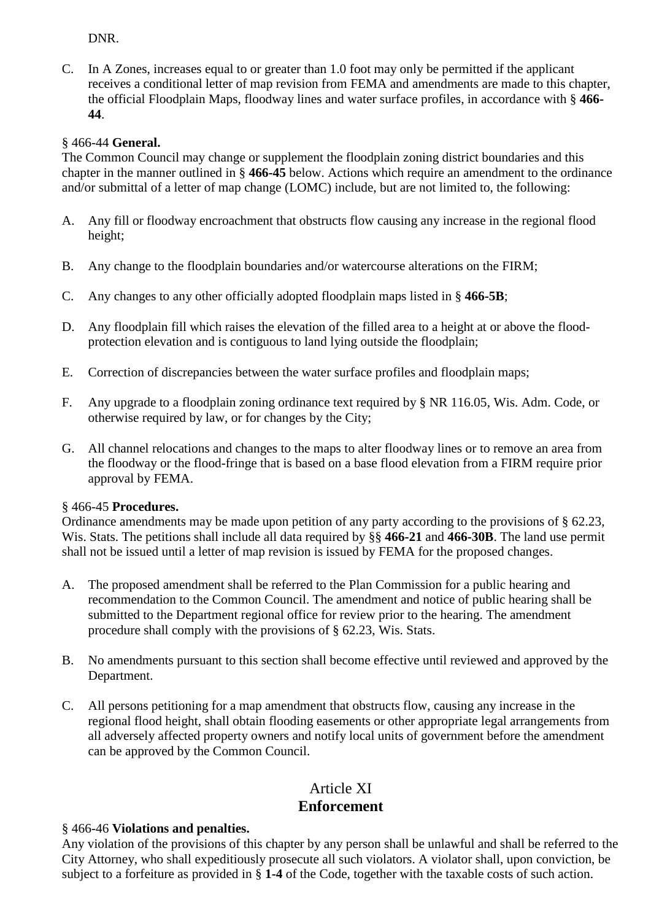DNR.

C. In A Zones, increases equal to or greater than 1.0 foot may only be permitted if the applicant receives a conditional letter of map revision from FEMA and amendments are made to this chapter, the official Floodplain Maps, floodway lines and water surface profiles, in accordance with § **466-44**.

§ 466-44 **General.**

The Common Council may change or supplement the floodplain zoning district boundaries and this chapter in the manner outlined in § **466-45** below. Actions which require an amendment to the ordinance and/or submittal of a letter of map change (LOMC) include, but are not limited to, the following:

A. Any fill or floodway encroachment that obstructs flow causing any increase in the regional flood height;

B. Any change to the floodplain boundaries and/or watercourse alterations on the FIRM;

C. Any changes to any other officially adopted floodplain maps listed in § **466-5B**;

D. Any floodplain fill which raises the elevation of the filled area to a height at or above the flood-protection elevation and is contiguous to land lying outside the floodplain;

E. Correction of discrepancies between the water surface profiles and floodplain maps;

F. Any upgrade to a floodplain zoning ordinance text required by § NR 116.05, Wis. Adm. Code, or otherwise required by law, or for changes by the City;

G. All channel relocations and changes to the maps to alter floodway lines or to remove an area from the floodway or the flood-fringe that is based on a base flood elevation from a FIRM require prior approval by FEMA.

§ 466-45 **Procedures.**

Ordinance amendments may be made upon petition of any party according to the provisions of § 62.23, Wis. Stats. The petitions shall include all data required by §§ **466-21** and **466-30B**. The land use permit shall not be issued until a letter of map revision is issued by FEMA for the proposed changes.

A. The proposed amendment shall be referred to the Plan Commission for a public hearing and recommendation to the Common Council. The amendment and notice of public hearing shall be submitted to the Department regional office for review prior to the hearing. The amendment procedure shall comply with the provisions of § 62.23, Wis. Stats.

B. No amendments pursuant to this section shall become effective until reviewed and approved by the Department.

C. All persons petitioning for a map amendment that obstructs flow, causing any increase in the regional flood height, shall obtain flooding easements or other appropriate legal arrangements from all adversely affected property owners and notify local units of government before the amendment can be approved by the Common Council.

## Article XI
## **Enforcement**

§ 466-46 **Violations and penalties.**

Any violation of the provisions of this chapter by any person shall be unlawful and shall be referred to the City Attorney, who shall expeditiously prosecute all such violators. A violator shall, upon conviction, be subject to a forfeiture as provided in § **1-4** of the Code, together with the taxable costs of such action.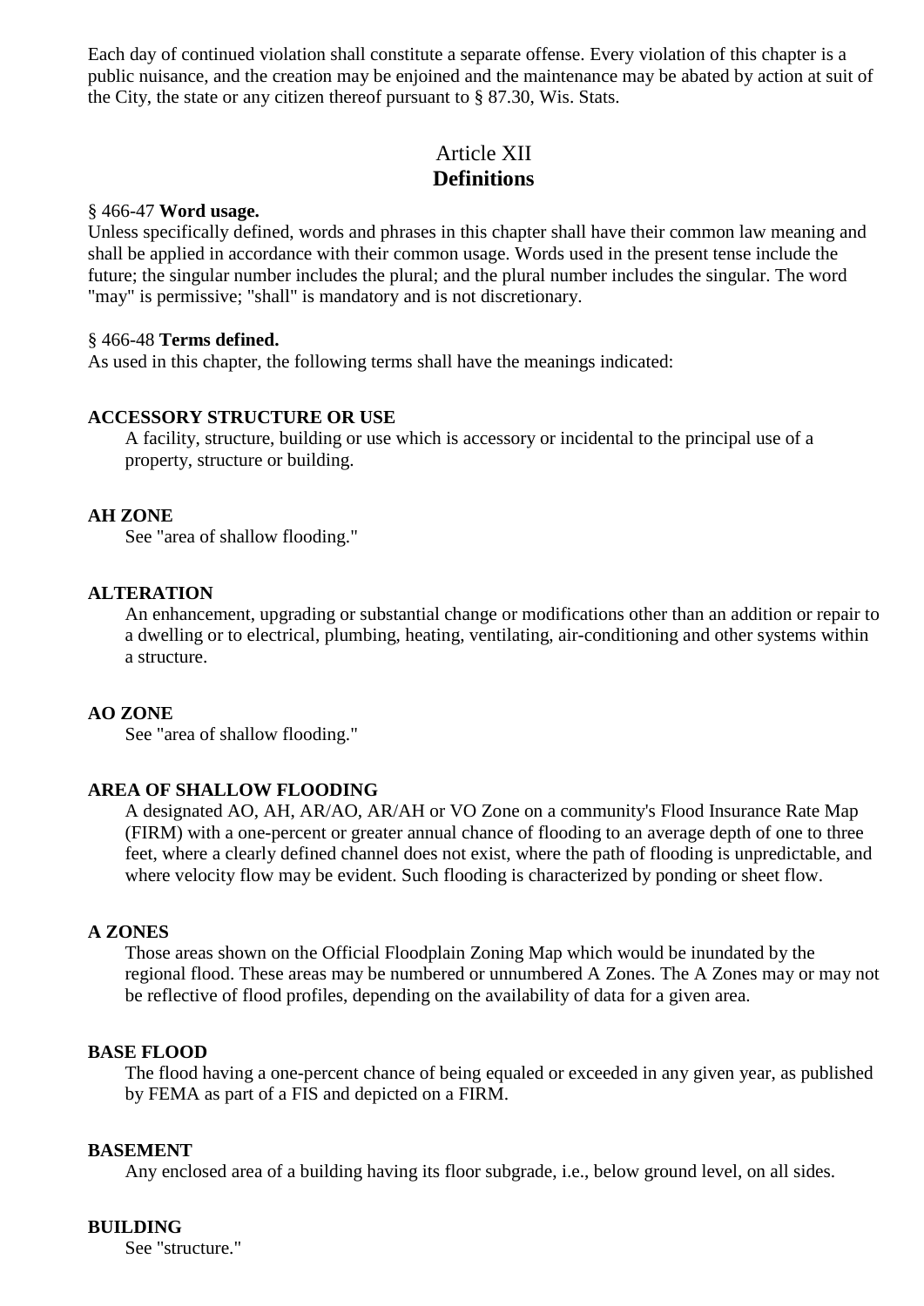Each day of continued violation shall constitute a separate offense. Every violation of this chapter is a public nuisance, and the creation may be enjoined and the maintenance may be abated by action at suit of the City, the state or any citizen thereof pursuant to § 87.30, Wis. Stats.

## Article XII
## Definitions

§ 466-47 **Word usage.**

Unless specifically defined, words and phrases in this chapter shall have their common law meaning and shall be applied in accordance with their common usage. Words used in the present tense include the future; the singular number includes the plural; and the plural number includes the singular. The word "may" is permissive; "shall" is mandatory and is not discretionary.

§ 466-48 **Terms defined.**

As used in this chapter, the following terms shall have the meanings indicated:

**ACCESSORY STRUCTURE OR USE**

A facility, structure, building or use which is accessory or incidental to the principal use of a property, structure or building.

**AH ZONE**

See "area of shallow flooding."

**ALTERATION**

An enhancement, upgrading or substantial change or modifications other than an addition or repair to a dwelling or to electrical, plumbing, heating, ventilating, air-conditioning and other systems within a structure.

**AO ZONE**

See "area of shallow flooding."

**AREA OF SHALLOW FLOODING**

A designated AO, AH, AR/AO, AR/AH or VO Zone on a community's Flood Insurance Rate Map (FIRM) with a one-percent or greater annual chance of flooding to an average depth of one to three feet, where a clearly defined channel does not exist, where the path of flooding is unpredictable, and where velocity flow may be evident. Such flooding is characterized by ponding or sheet flow.

**A ZONES**

Those areas shown on the Official Floodplain Zoning Map which would be inundated by the regional flood. These areas may be numbered or unnumbered A Zones. The A Zones may or may not be reflective of flood profiles, depending on the availability of data for a given area.

**BASE FLOOD**

The flood having a one-percent chance of being equaled or exceeded in any given year, as published by FEMA as part of a FIS and depicted on a FIRM.

**BASEMENT**

Any enclosed area of a building having its floor subgrade, i.e., below ground level, on all sides.

**BUILDING**

See "structure."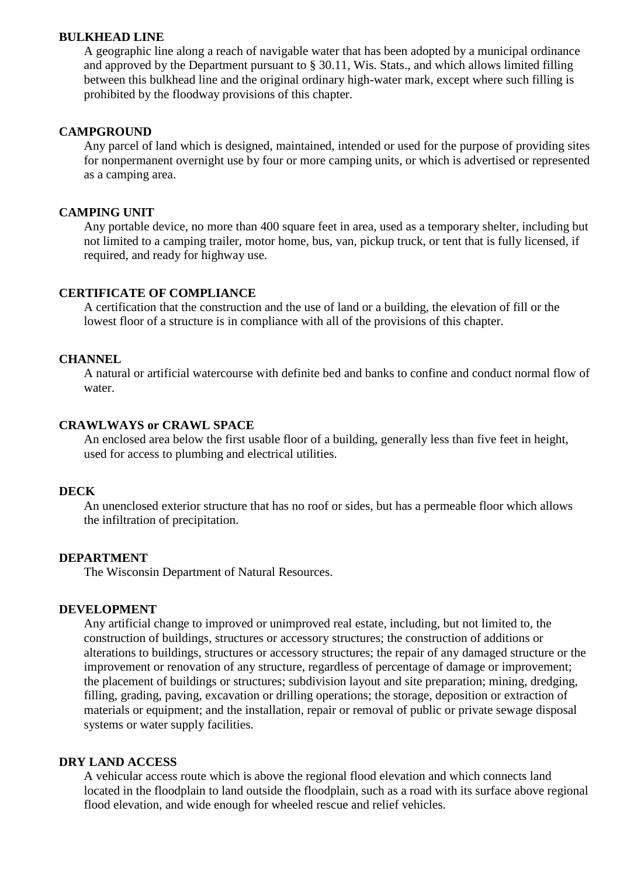**BULKHEAD LINE**

A geographic line along a reach of navigable water that has been adopted by a municipal ordinance and approved by the Department pursuant to § 30.11, Wis. Stats., and which allows limited filling between this bulkhead line and the original ordinary high-water mark, except where such filling is prohibited by the floodway provisions of this chapter.

**CAMPGROUND**

Any parcel of land which is designed, maintained, intended or used for the purpose of providing sites for nonpermanent overnight use by four or more camping units, or which is advertised or represented as a camping area.

**CAMPING UNIT**

Any portable device, no more than 400 square feet in area, used as a temporary shelter, including but not limited to a camping trailer, motor home, bus, van, pickup truck, or tent that is fully licensed, if required, and ready for highway use.

**CERTIFICATE OF COMPLIANCE**

A certification that the construction and the use of land or a building, the elevation of fill or the lowest floor of a structure is in compliance with all of the provisions of this chapter.

**CHANNEL**

A natural or artificial watercourse with definite bed and banks to confine and conduct normal flow of water.

**CRAWLWAYS or CRAWL SPACE**

An enclosed area below the first usable floor of a building, generally less than five feet in height, used for access to plumbing and electrical utilities.

**DECK**

An unenclosed exterior structure that has no roof or sides, but has a permeable floor which allows the infiltration of precipitation.

**DEPARTMENT**

The Wisconsin Department of Natural Resources.

**DEVELOPMENT**

Any artificial change to improved or unimproved real estate, including, but not limited to, the construction of buildings, structures or accessory structures; the construction of additions or alterations to buildings, structures or accessory structures; the repair of any damaged structure or the improvement or renovation of any structure, regardless of percentage of damage or improvement; the placement of buildings or structures; subdivision layout and site preparation; mining, dredging, filling, grading, paving, excavation or drilling operations; the storage, deposition or extraction of materials or equipment; and the installation, repair or removal of public or private sewage disposal systems or water supply facilities.

**DRY LAND ACCESS**

A vehicular access route which is above the regional flood elevation and which connects land located in the floodplain to land outside the floodplain, such as a road with its surface above regional flood elevation, and wide enough for wheeled rescue and relief vehicles.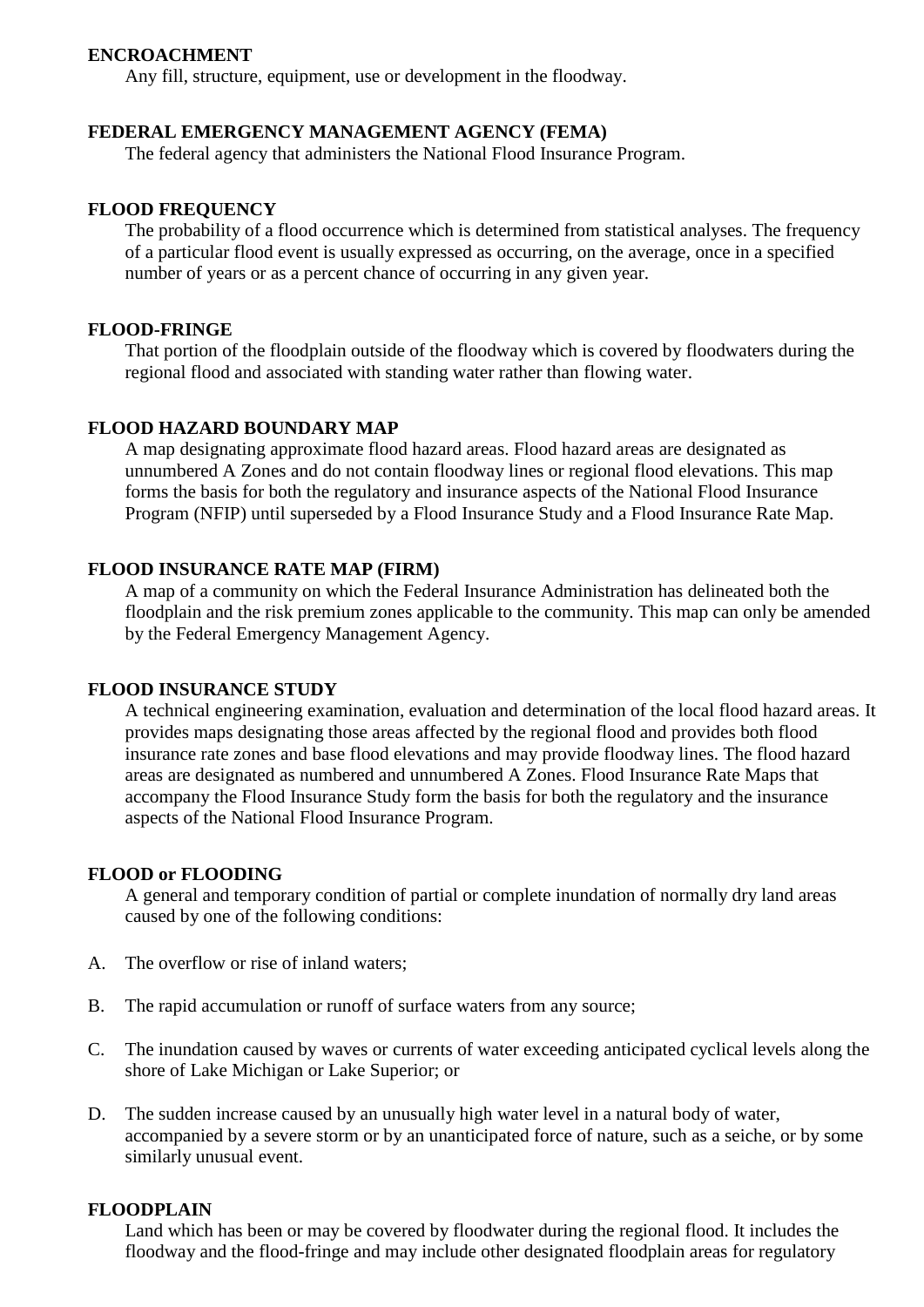**ENCROACHMENT**

Any fill, structure, equipment, use or development in the floodway.

**FEDERAL EMERGENCY MANAGEMENT AGENCY (FEMA)**

The federal agency that administers the National Flood Insurance Program.

**FLOOD FREQUENCY**

The probability of a flood occurrence which is determined from statistical analyses. The frequency of a particular flood event is usually expressed as occurring, on the average, once in a specified number of years or as a percent chance of occurring in any given year.

**FLOOD-FRINGE**

That portion of the floodplain outside of the floodway which is covered by floodwaters during the regional flood and associated with standing water rather than flowing water.

**FLOOD HAZARD BOUNDARY MAP**

A map designating approximate flood hazard areas. Flood hazard areas are designated as unnumbered A Zones and do not contain floodway lines or regional flood elevations. This map forms the basis for both the regulatory and insurance aspects of the National Flood Insurance Program (NFIP) until superseded by a Flood Insurance Study and a Flood Insurance Rate Map.

**FLOOD INSURANCE RATE MAP (FIRM)**

A map of a community on which the Federal Insurance Administration has delineated both the floodplain and the risk premium zones applicable to the community. This map can only be amended by the Federal Emergency Management Agency.

**FLOOD INSURANCE STUDY**

A technical engineering examination, evaluation and determination of the local flood hazard areas. It provides maps designating those areas affected by the regional flood and provides both flood insurance rate zones and base flood elevations and may provide floodway lines. The flood hazard areas are designated as numbered and unnumbered A Zones. Flood Insurance Rate Maps that accompany the Flood Insurance Study form the basis for both the regulatory and the insurance aspects of the National Flood Insurance Program.

**FLOOD or FLOODING**

A general and temporary condition of partial or complete inundation of normally dry land areas caused by one of the following conditions:

A. The overflow or rise of inland waters;

B. The rapid accumulation or runoff of surface waters from any source;

C. The inundation caused by waves or currents of water exceeding anticipated cyclical levels along the shore of Lake Michigan or Lake Superior; or

D. The sudden increase caused by an unusually high water level in a natural body of water, accompanied by a severe storm or by an unanticipated force of nature, such as a seiche, or by some similarly unusual event.

**FLOODPLAIN**

Land which has been or may be covered by floodwater during the regional flood. It includes the floodway and the flood-fringe and may include other designated floodplain areas for regulatory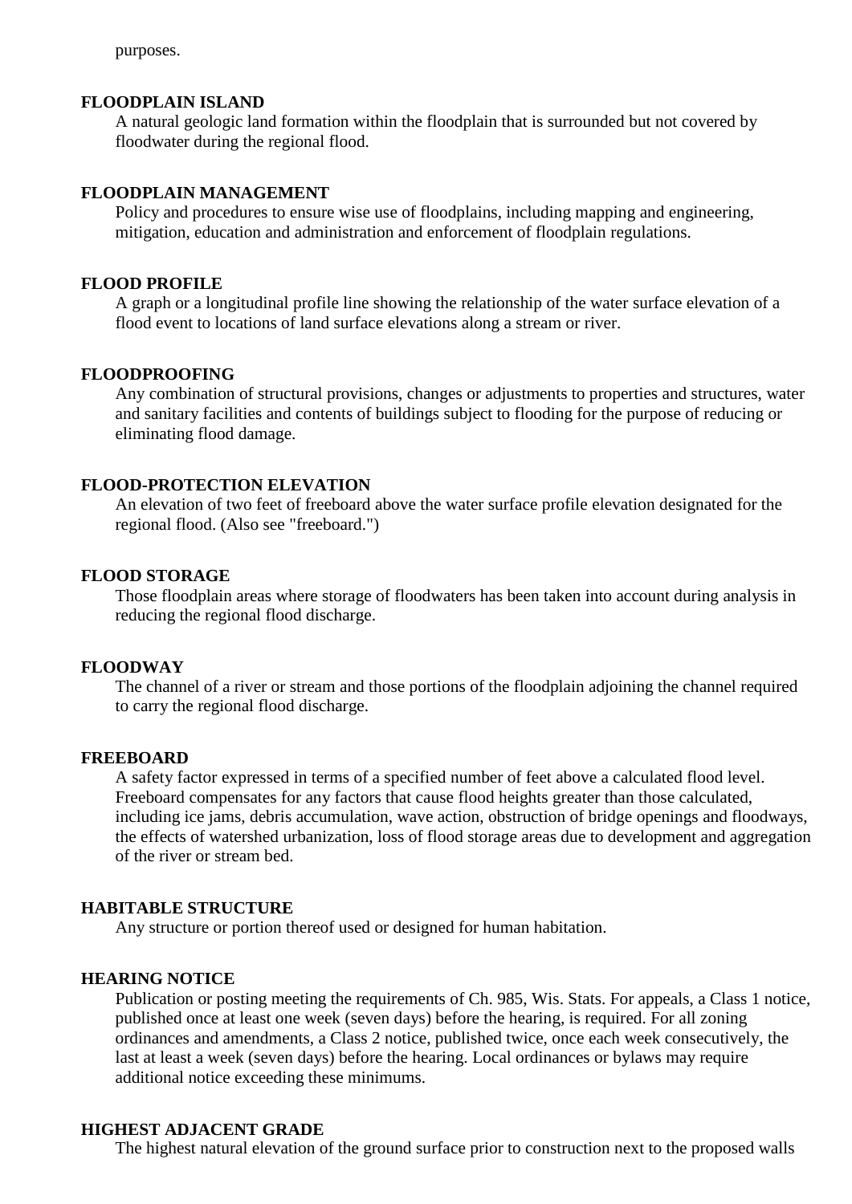purposes.

**FLOODPLAIN ISLAND**

A natural geologic land formation within the floodplain that is surrounded but not covered by floodwater during the regional flood.

**FLOODPLAIN MANAGEMENT**

Policy and procedures to ensure wise use of floodplains, including mapping and engineering, mitigation, education and administration and enforcement of floodplain regulations.

**FLOOD PROFILE**

A graph or a longitudinal profile line showing the relationship of the water surface elevation of a flood event to locations of land surface elevations along a stream or river.

**FLOODPROOFING**

Any combination of structural provisions, changes or adjustments to properties and structures, water and sanitary facilities and contents of buildings subject to flooding for the purpose of reducing or eliminating flood damage.

**FLOOD-PROTECTION ELEVATION**

An elevation of two feet of freeboard above the water surface profile elevation designated for the regional flood. (Also see "freeboard.")

**FLOOD STORAGE**

Those floodplain areas where storage of floodwaters has been taken into account during analysis in reducing the regional flood discharge.

**FLOODWAY**

The channel of a river or stream and those portions of the floodplain adjoining the channel required to carry the regional flood discharge.

**FREEBOARD**

A safety factor expressed in terms of a specified number of feet above a calculated flood level. Freeboard compensates for any factors that cause flood heights greater than those calculated, including ice jams, debris accumulation, wave action, obstruction of bridge openings and floodways, the effects of watershed urbanization, loss of flood storage areas due to development and aggregation of the river or stream bed.

**HABITABLE STRUCTURE**

Any structure or portion thereof used or designed for human habitation.

**HEARING NOTICE**

Publication or posting meeting the requirements of Ch. 985, Wis. Stats. For appeals, a Class 1 notice, published once at least one week (seven days) before the hearing, is required. For all zoning ordinances and amendments, a Class 2 notice, published twice, once each week consecutively, the last at least a week (seven days) before the hearing. Local ordinances or bylaws may require additional notice exceeding these minimums.

**HIGHEST ADJACENT GRADE**

The highest natural elevation of the ground surface prior to construction next to the proposed walls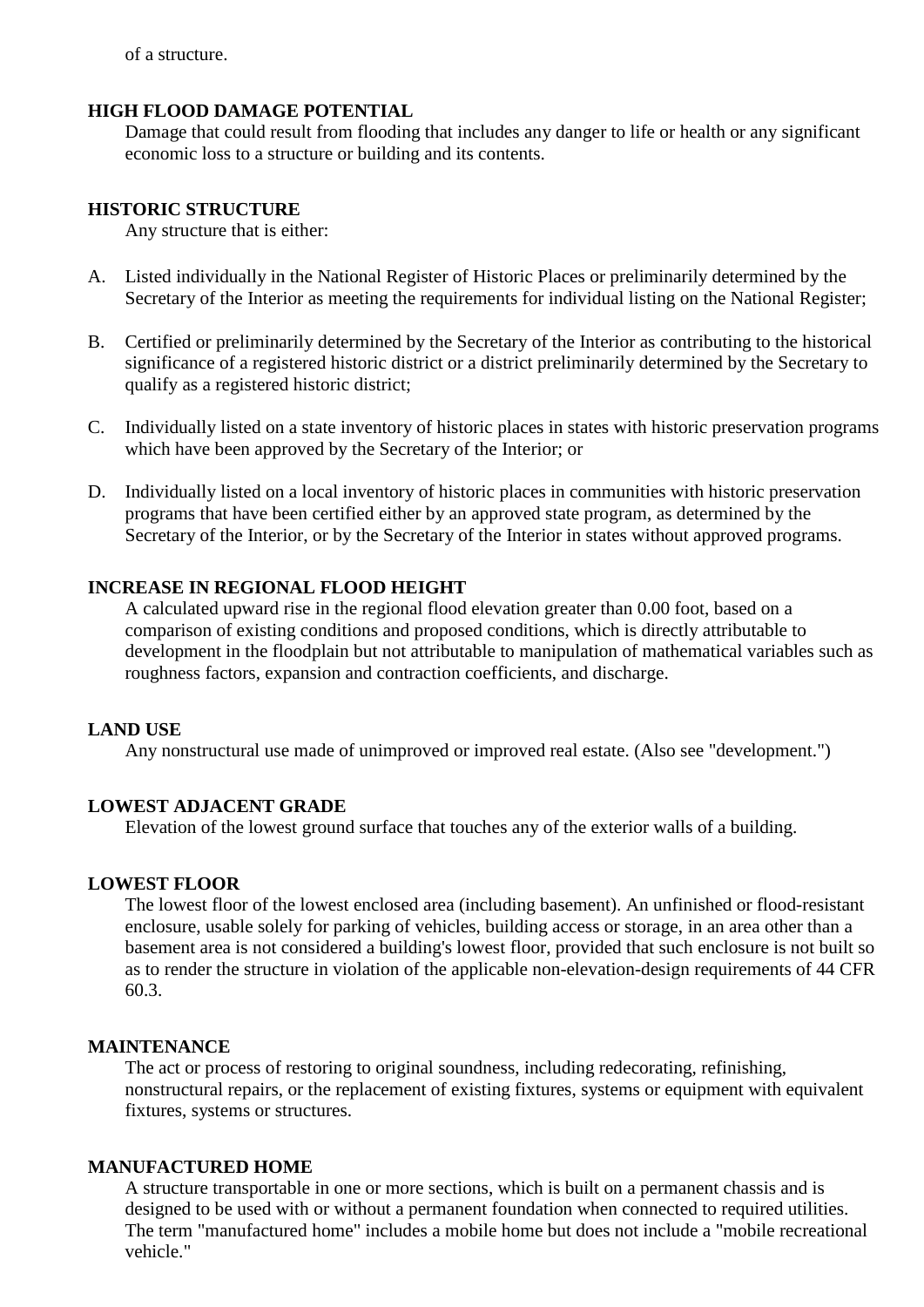of a structure.

**HIGH FLOOD DAMAGE POTENTIAL**

Damage that could result from flooding that includes any danger to life or health or any significant economic loss to a structure or building and its contents.

**HISTORIC STRUCTURE**

Any structure that is either:

A. Listed individually in the National Register of Historic Places or preliminarily determined by the Secretary of the Interior as meeting the requirements for individual listing on the National Register;

B. Certified or preliminarily determined by the Secretary of the Interior as contributing to the historical significance of a registered historic district or a district preliminarily determined by the Secretary to qualify as a registered historic district;

C. Individually listed on a state inventory of historic places in states with historic preservation programs which have been approved by the Secretary of the Interior; or

D. Individually listed on a local inventory of historic places in communities with historic preservation programs that have been certified either by an approved state program, as determined by the Secretary of the Interior, or by the Secretary of the Interior in states without approved programs.

**INCREASE IN REGIONAL FLOOD HEIGHT**

A calculated upward rise in the regional flood elevation greater than 0.00 foot, based on a comparison of existing conditions and proposed conditions, which is directly attributable to development in the floodplain but not attributable to manipulation of mathematical variables such as roughness factors, expansion and contraction coefficients, and discharge.

**LAND USE**

Any nonstructural use made of unimproved or improved real estate. (Also see "development.")

**LOWEST ADJACENT GRADE**

Elevation of the lowest ground surface that touches any of the exterior walls of a building.

**LOWEST FLOOR**

The lowest floor of the lowest enclosed area (including basement). An unfinished or flood-resistant enclosure, usable solely for parking of vehicles, building access or storage, in an area other than a basement area is not considered a building's lowest floor, provided that such enclosure is not built so as to render the structure in violation of the applicable non-elevation-design requirements of 44 CFR 60.3.

**MAINTENANCE**

The act or process of restoring to original soundness, including redecorating, refinishing, nonstructural repairs, or the replacement of existing fixtures, systems or equipment with equivalent fixtures, systems or structures.

**MANUFACTURED HOME**

A structure transportable in one or more sections, which is built on a permanent chassis and is designed to be used with or without a permanent foundation when connected to required utilities. The term "manufactured home" includes a mobile home but does not include a "mobile recreational vehicle."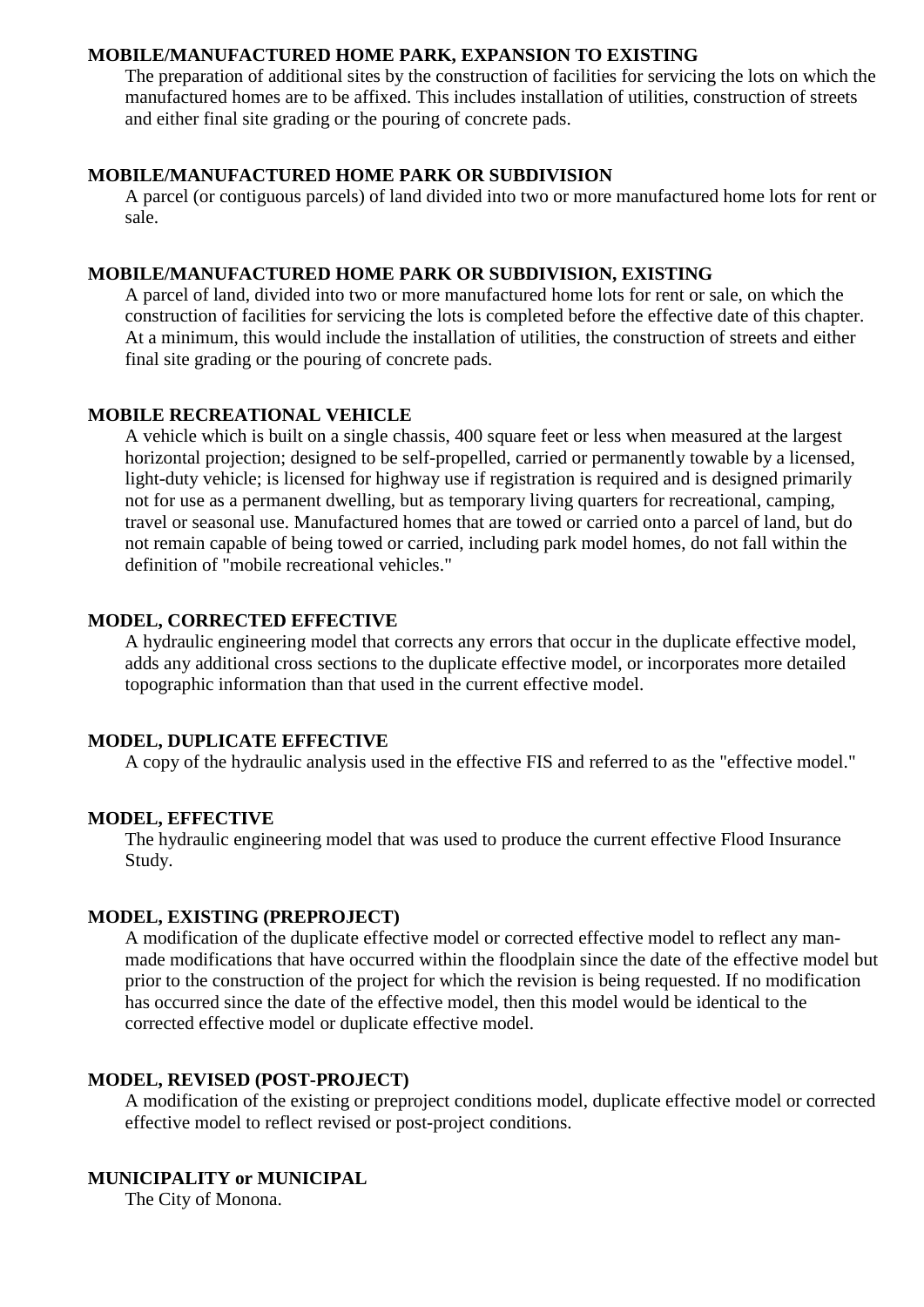**MOBILE/MANUFACTURED HOME PARK, EXPANSION TO EXISTING**

The preparation of additional sites by the construction of facilities for servicing the lots on which the manufactured homes are to be affixed. This includes installation of utilities, construction of streets and either final site grading or the pouring of concrete pads.

**MOBILE/MANUFACTURED HOME PARK OR SUBDIVISION**

A parcel (or contiguous parcels) of land divided into two or more manufactured home lots for rent or sale.

**MOBILE/MANUFACTURED HOME PARK OR SUBDIVISION, EXISTING**

A parcel of land, divided into two or more manufactured home lots for rent or sale, on which the construction of facilities for servicing the lots is completed before the effective date of this chapter. At a minimum, this would include the installation of utilities, the construction of streets and either final site grading or the pouring of concrete pads.

**MOBILE RECREATIONAL VEHICLE**

A vehicle which is built on a single chassis, 400 square feet or less when measured at the largest horizontal projection; designed to be self-propelled, carried or permanently towable by a licensed, light-duty vehicle; is licensed for highway use if registration is required and is designed primarily not for use as a permanent dwelling, but as temporary living quarters for recreational, camping, travel or seasonal use. Manufactured homes that are towed or carried onto a parcel of land, but do not remain capable of being towed or carried, including park model homes, do not fall within the definition of "mobile recreational vehicles."

**MODEL, CORRECTED EFFECTIVE**

A hydraulic engineering model that corrects any errors that occur in the duplicate effective model, adds any additional cross sections to the duplicate effective model, or incorporates more detailed topographic information than that used in the current effective model.

**MODEL, DUPLICATE EFFECTIVE**

A copy of the hydraulic analysis used in the effective FIS and referred to as the "effective model."

**MODEL, EFFECTIVE**

The hydraulic engineering model that was used to produce the current effective Flood Insurance Study.

**MODEL, EXISTING (PREPROJECT)**

A modification of the duplicate effective model or corrected effective model to reflect any man-made modifications that have occurred within the floodplain since the date of the effective model but prior to the construction of the project for which the revision is being requested. If no modification has occurred since the date of the effective model, then this model would be identical to the corrected effective model or duplicate effective model.

**MODEL, REVISED (POST-PROJECT)**

A modification of the existing or preproject conditions model, duplicate effective model or corrected effective model to reflect revised or post-project conditions.

**MUNICIPALITY or MUNICIPAL**

The City of Monona.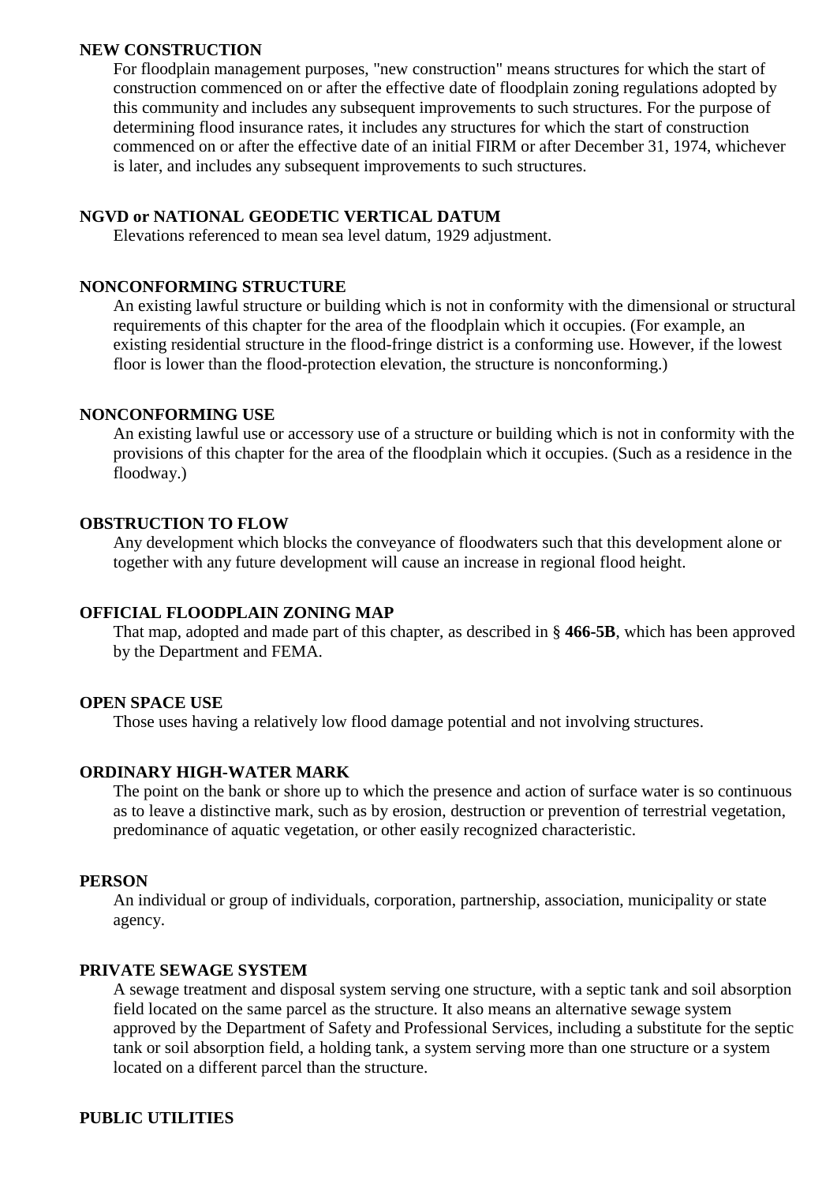**NEW CONSTRUCTION**

For floodplain management purposes, "new construction" means structures for which the start of construction commenced on or after the effective date of floodplain zoning regulations adopted by this community and includes any subsequent improvements to such structures. For the purpose of determining flood insurance rates, it includes any structures for which the start of construction commenced on or after the effective date of an initial FIRM or after December 31, 1974, whichever is later, and includes any subsequent improvements to such structures.

**NGVD or NATIONAL GEODETIC VERTICAL DATUM**

Elevations referenced to mean sea level datum, 1929 adjustment.

**NONCONFORMING STRUCTURE**

An existing lawful structure or building which is not in conformity with the dimensional or structural requirements of this chapter for the area of the floodplain which it occupies. (For example, an existing residential structure in the flood-fringe district is a conforming use. However, if the lowest floor is lower than the flood-protection elevation, the structure is nonconforming.)

**NONCONFORMING USE**

An existing lawful use or accessory use of a structure or building which is not in conformity with the provisions of this chapter for the area of the floodplain which it occupies. (Such as a residence in the floodway.)

**OBSTRUCTION TO FLOW**

Any development which blocks the conveyance of floodwaters such that this development alone or together with any future development will cause an increase in regional flood height.

**OFFICIAL FLOODPLAIN ZONING MAP**

That map, adopted and made part of this chapter, as described in § **466-5B**, which has been approved by the Department and FEMA.

**OPEN SPACE USE**

Those uses having a relatively low flood damage potential and not involving structures.

**ORDINARY HIGH-WATER MARK**

The point on the bank or shore up to which the presence and action of surface water is so continuous as to leave a distinctive mark, such as by erosion, destruction or prevention of terrestrial vegetation, predominance of aquatic vegetation, or other easily recognized characteristic.

**PERSON**

An individual or group of individuals, corporation, partnership, association, municipality or state agency.

**PRIVATE SEWAGE SYSTEM**

A sewage treatment and disposal system serving one structure, with a septic tank and soil absorption field located on the same parcel as the structure. It also means an alternative sewage system approved by the Department of Safety and Professional Services, including a substitute for the septic tank or soil absorption field, a holding tank, a system serving more than one structure or a system located on a different parcel than the structure.

**PUBLIC UTILITIES**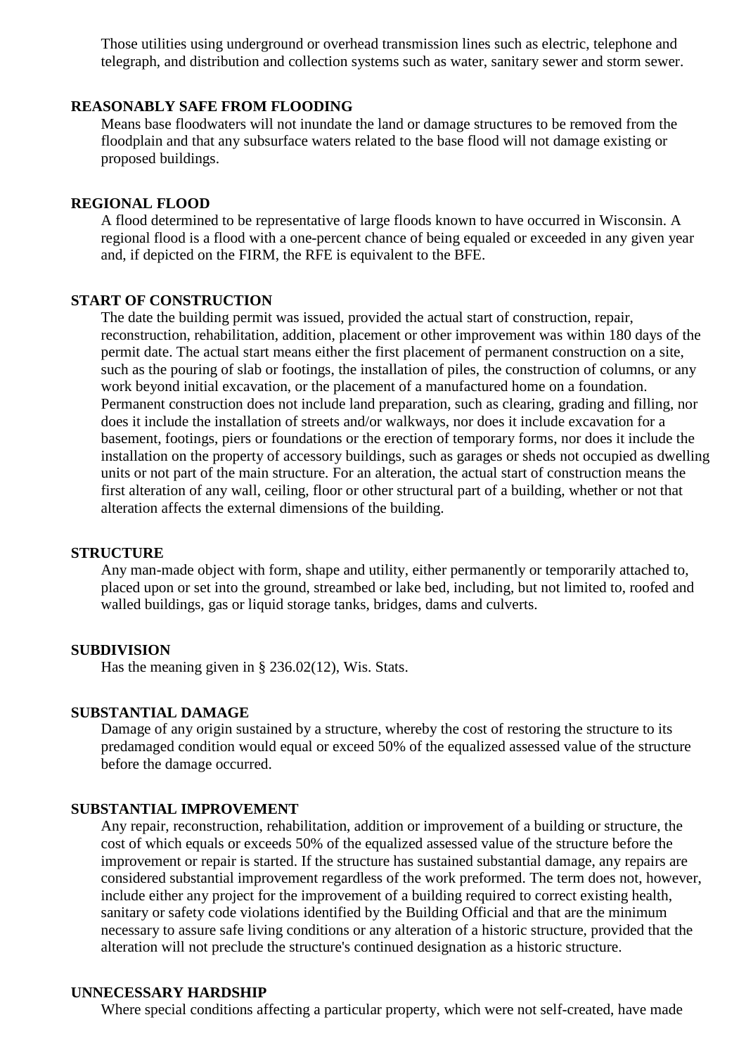Those utilities using underground or overhead transmission lines such as electric, telephone and telegraph, and distribution and collection systems such as water, sanitary sewer and storm sewer.

**REASONABLY SAFE FROM FLOODING**

Means base floodwaters will not inundate the land or damage structures to be removed from the floodplain and that any subsurface waters related to the base flood will not damage existing or proposed buildings.

**REGIONAL FLOOD**

A flood determined to be representative of large floods known to have occurred in Wisconsin. A regional flood is a flood with a one-percent chance of being equaled or exceeded in any given year and, if depicted on the FIRM, the RFE is equivalent to the BFE.

**START OF CONSTRUCTION**

The date the building permit was issued, provided the actual start of construction, repair, reconstruction, rehabilitation, addition, placement or other improvement was within 180 days of the permit date. The actual start means either the first placement of permanent construction on a site, such as the pouring of slab or footings, the installation of piles, the construction of columns, or any work beyond initial excavation, or the placement of a manufactured home on a foundation. Permanent construction does not include land preparation, such as clearing, grading and filling, nor does it include the installation of streets and/or walkways, nor does it include excavation for a basement, footings, piers or foundations or the erection of temporary forms, nor does it include the installation on the property of accessory buildings, such as garages or sheds not occupied as dwelling units or not part of the main structure. For an alteration, the actual start of construction means the first alteration of any wall, ceiling, floor or other structural part of a building, whether or not that alteration affects the external dimensions of the building.

**STRUCTURE**

Any man-made object with form, shape and utility, either permanently or temporarily attached to, placed upon or set into the ground, streambed or lake bed, including, but not limited to, roofed and walled buildings, gas or liquid storage tanks, bridges, dams and culverts.

**SUBDIVISION**

Has the meaning given in § 236.02(12), Wis. Stats.

**SUBSTANTIAL DAMAGE**

Damage of any origin sustained by a structure, whereby the cost of restoring the structure to its predamaged condition would equal or exceed 50% of the equalized assessed value of the structure before the damage occurred.

**SUBSTANTIAL IMPROVEMENT**

Any repair, reconstruction, rehabilitation, addition or improvement of a building or structure, the cost of which equals or exceeds 50% of the equalized assessed value of the structure before the improvement or repair is started. If the structure has sustained substantial damage, any repairs are considered substantial improvement regardless of the work preformed. The term does not, however, include either any project for the improvement of a building required to correct existing health, sanitary or safety code violations identified by the Building Official and that are the minimum necessary to assure safe living conditions or any alteration of a historic structure, provided that the alteration will not preclude the structure's continued designation as a historic structure.

**UNNECESSARY HARDSHIP**

Where special conditions affecting a particular property, which were not self-created, have made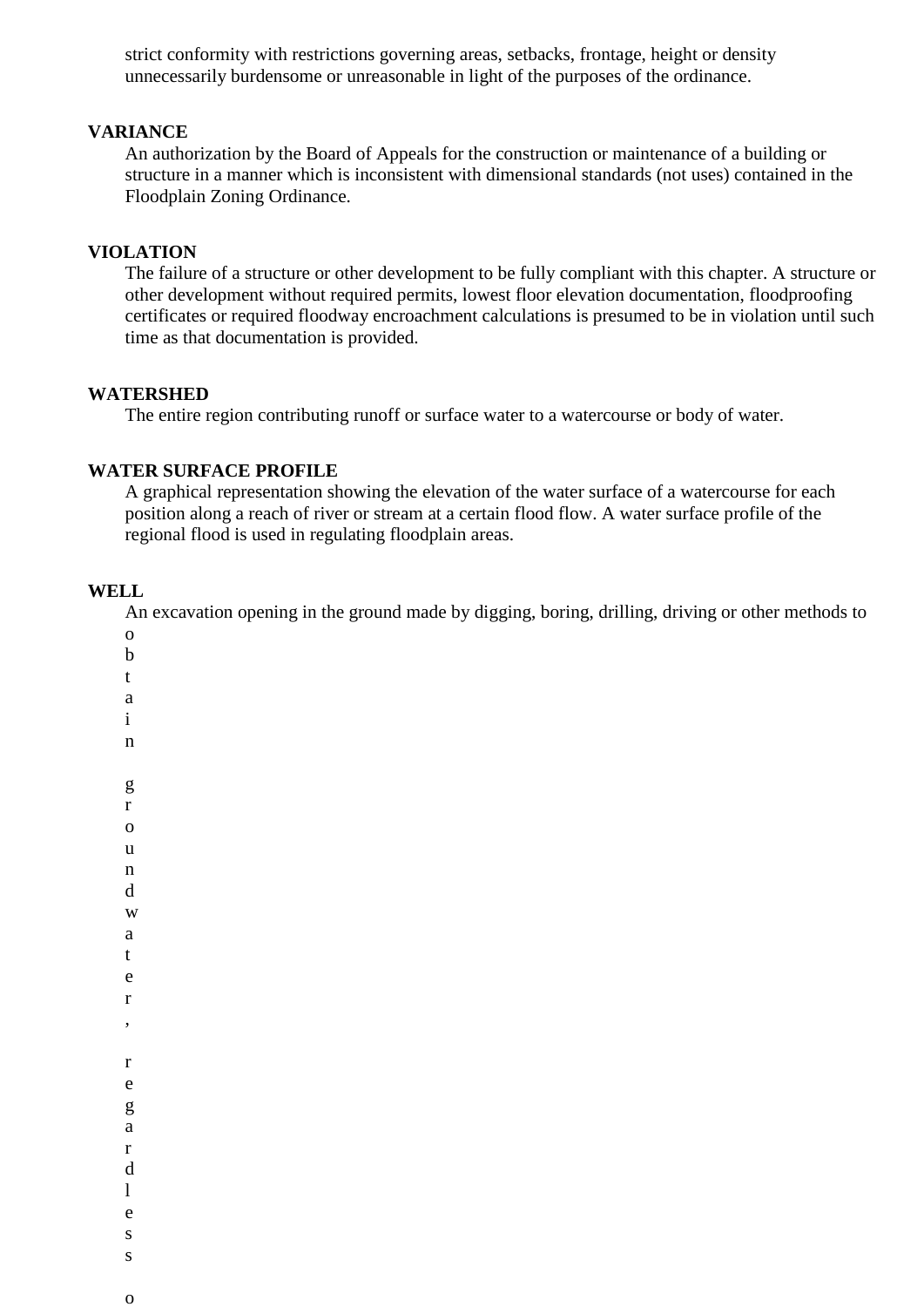strict conformity with restrictions governing areas, setbacks, frontage, height or density unnecessarily burdensome or unreasonable in light of the purposes of the ordinance.

**VARIANCE**

An authorization by the Board of Appeals for the construction or maintenance of a building or structure in a manner which is inconsistent with dimensional standards (not uses) contained in the Floodplain Zoning Ordinance.

**VIOLATION**

The failure of a structure or other development to be fully compliant with this chapter. A structure or other development without required permits, lowest floor elevation documentation, floodproofing certificates or required floodway encroachment calculations is presumed to be in violation until such time as that documentation is provided.

**WATERSHED**

The entire region contributing runoff or surface water to a watercourse or body of water.

**WATER SURFACE PROFILE**

A graphical representation showing the elevation of the water surface of a watercourse for each position along a reach of river or stream at a certain flood flow. A water surface profile of the regional flood is used in regulating floodplain areas.

**WELL**

An excavation opening in the ground made by digging, boring, drilling, driving or other methods to obtain groundwater, regardless o